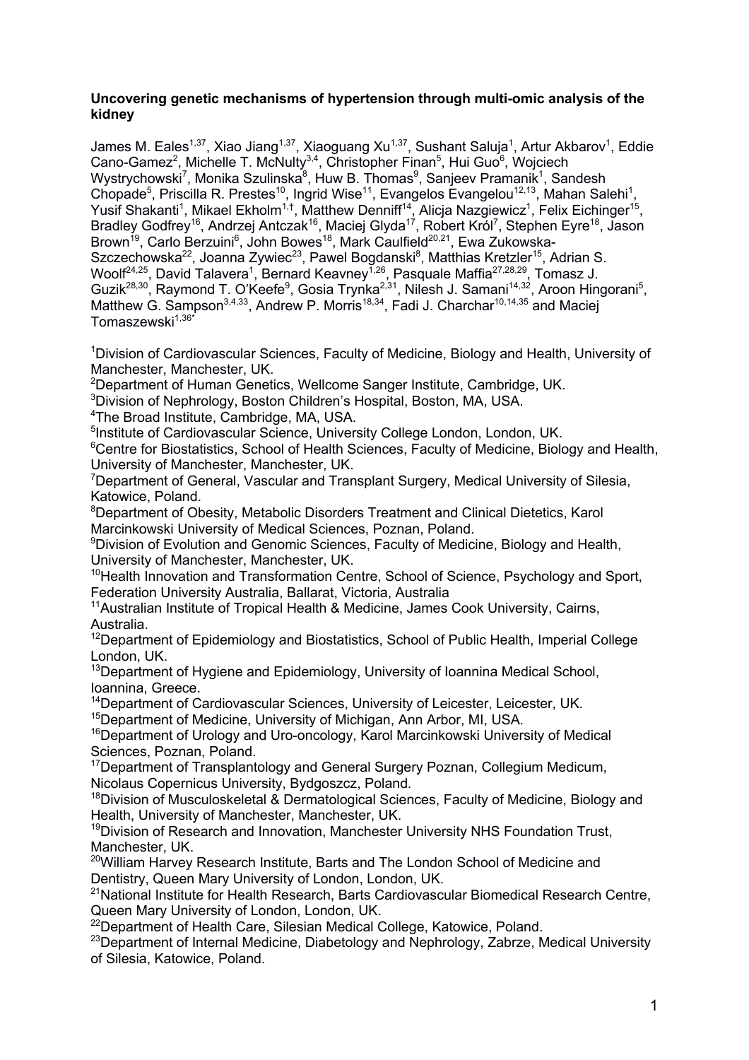**Uncovering genetic mechanisms of hypertension through multi-omic analysis of the kidney**

James M. Eales[1,37], Xiao Jiang[1,37], Xiaoguang Xu[1,37], Sushant Saluja[1], Artur Akbarov[1], Eddie Cano-Gamez[2], Michelle T. McNulty[3,4], Christopher Finan[5], Hui Guo[6], Wojciech Wystrychowski[7], Monika Szulinska[8], Huw B. Thomas[9], Sanjeev Pramanik[1], Sandesh Chopade[5], Priscilla R. Prestes[10], Ingrid Wise[11], Evangelos Evangelou[12,13], Mahan Salehi[1], Yusif Shakanti[1], Mikael Ekholm[1,†], Matthew Denniff[14], Alicja Nazgiewicz[1], Felix Eichinger[15], Bradley Godfrey[16], Andrzej Antczak[16], Maciej Glyda[17], Robert Król[7], Stephen Eyre[18], Jason Brown[19], Carlo Berzuini[6], John Bowes[18], Mark Caulfield[20,21], Ewa Zukowska-Szczechowska[22], Joanna Zywiec[23], Pawel Bogdanski[8], Matthias Kretzler[15], Adrian S. Woolf[24,25], David Talavera[1], Bernard Keavney[1,26], Pasquale Maffia[27,28,29], Tomasz J. Guzik[28,30], Raymond T. O'Keefe[9], Gosia Trynka[2,31], Nilesh J. Samani[14,32], Aroon Hingorani[5], Matthew G. Sampson[3,4,33], Andrew P. Morris[18,34], Fadi J. Charchar[10,14,35] and Maciej Tomaszewski[1,36*]

[1]Division of Cardiovascular Sciences, Faculty of Medicine, Biology and Health, University of Manchester, Manchester, UK.
[2]Department of Human Genetics, Wellcome Sanger Institute, Cambridge, UK.
[3]Division of Nephrology, Boston Children's Hospital, Boston, MA, USA.
[4]The Broad Institute, Cambridge, MA, USA.
[5]Institute of Cardiovascular Science, University College London, London, UK.
[6]Centre for Biostatistics, School of Health Sciences, Faculty of Medicine, Biology and Health, University of Manchester, Manchester, UK.
[7]Department of General, Vascular and Transplant Surgery, Medical University of Silesia, Katowice, Poland.
[8]Department of Obesity, Metabolic Disorders Treatment and Clinical Dietetics, Karol Marcinkowski University of Medical Sciences, Poznan, Poland.
[9]Division of Evolution and Genomic Sciences, Faculty of Medicine, Biology and Health, University of Manchester, Manchester, UK.
[10]Health Innovation and Transformation Centre, School of Science, Psychology and Sport, Federation University Australia, Ballarat, Victoria, Australia
[11]Australian Institute of Tropical Health & Medicine, James Cook University, Cairns, Australia.
[12]Department of Epidemiology and Biostatistics, School of Public Health, Imperial College London, UK.
[13]Department of Hygiene and Epidemiology, University of Ioannina Medical School, Ioannina, Greece.
[14]Department of Cardiovascular Sciences, University of Leicester, Leicester, UK.
[15]Department of Medicine, University of Michigan, Ann Arbor, MI, USA.
[16]Department of Urology and Uro-oncology, Karol Marcinkowski University of Medical Sciences, Poznan, Poland.
[17]Department of Transplantology and General Surgery Poznan, Collegium Medicum, Nicolaus Copernicus University, Bydgoszcz, Poland.
[18]Division of Musculoskeletal & Dermatological Sciences, Faculty of Medicine, Biology and Health, University of Manchester, Manchester, UK.
[19]Division of Research and Innovation, Manchester University NHS Foundation Trust, Manchester, UK.
[20]William Harvey Research Institute, Barts and The London School of Medicine and Dentistry, Queen Mary University of London, London, UK.
[21]National Institute for Health Research, Barts Cardiovascular Biomedical Research Centre, Queen Mary University of London, London, UK.
[22]Department of Health Care, Silesian Medical College, Katowice, Poland.
[23]Department of Internal Medicine, Diabetology and Nephrology, Zabrze, Medical University of Silesia, Katowice, Poland.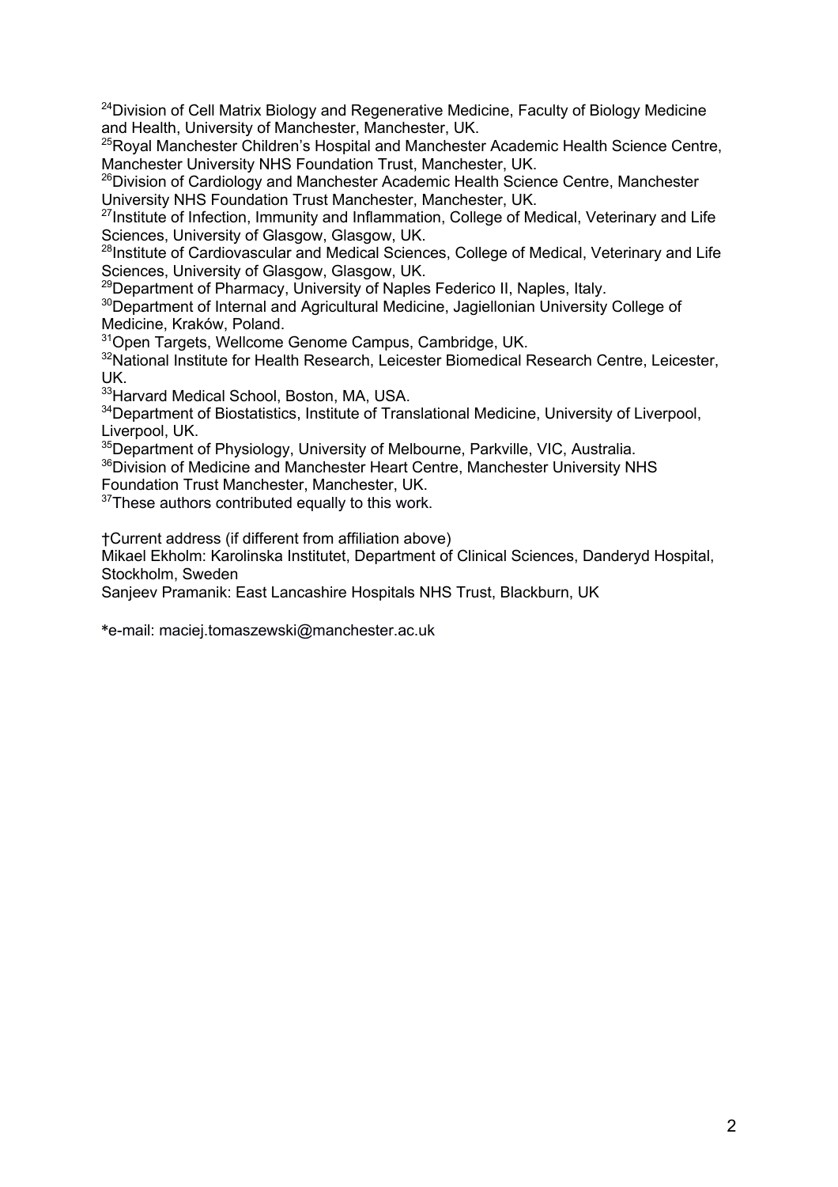[24]Division of Cell Matrix Biology and Regenerative Medicine, Faculty of Biology Medicine and Health, University of Manchester, Manchester, UK.
[25]Royal Manchester Children's Hospital and Manchester Academic Health Science Centre, Manchester University NHS Foundation Trust, Manchester, UK.
[26]Division of Cardiology and Manchester Academic Health Science Centre, Manchester University NHS Foundation Trust Manchester, Manchester, UK.
[27]Institute of Infection, Immunity and Inflammation, College of Medical, Veterinary and Life Sciences, University of Glasgow, Glasgow, UK.
[28]Institute of Cardiovascular and Medical Sciences, College of Medical, Veterinary and Life Sciences, University of Glasgow, Glasgow, UK.
[29]Department of Pharmacy, University of Naples Federico II, Naples, Italy.
[30]Department of Internal and Agricultural Medicine, Jagiellonian University College of Medicine, Kraków, Poland.
[31]Open Targets, Wellcome Genome Campus, Cambridge, UK.
[32]National Institute for Health Research, Leicester Biomedical Research Centre, Leicester, UK.
[33]Harvard Medical School, Boston, MA, USA.
[34]Department of Biostatistics, Institute of Translational Medicine, University of Liverpool, Liverpool, UK.
[35]Department of Physiology, University of Melbourne, Parkville, VIC, Australia.
[36]Division of Medicine and Manchester Heart Centre, Manchester University NHS Foundation Trust Manchester, Manchester, UK.
[37]These authors contributed equally to this work.

†Current address (if different from affiliation above)
Mikael Ekholm: Karolinska Institutet, Department of Clinical Sciences, Danderyd Hospital, Stockholm, Sweden
Sanjeev Pramanik: East Lancashire Hospitals NHS Trust, Blackburn, UK

*e-mail: maciej.tomaszewski@manchester.ac.uk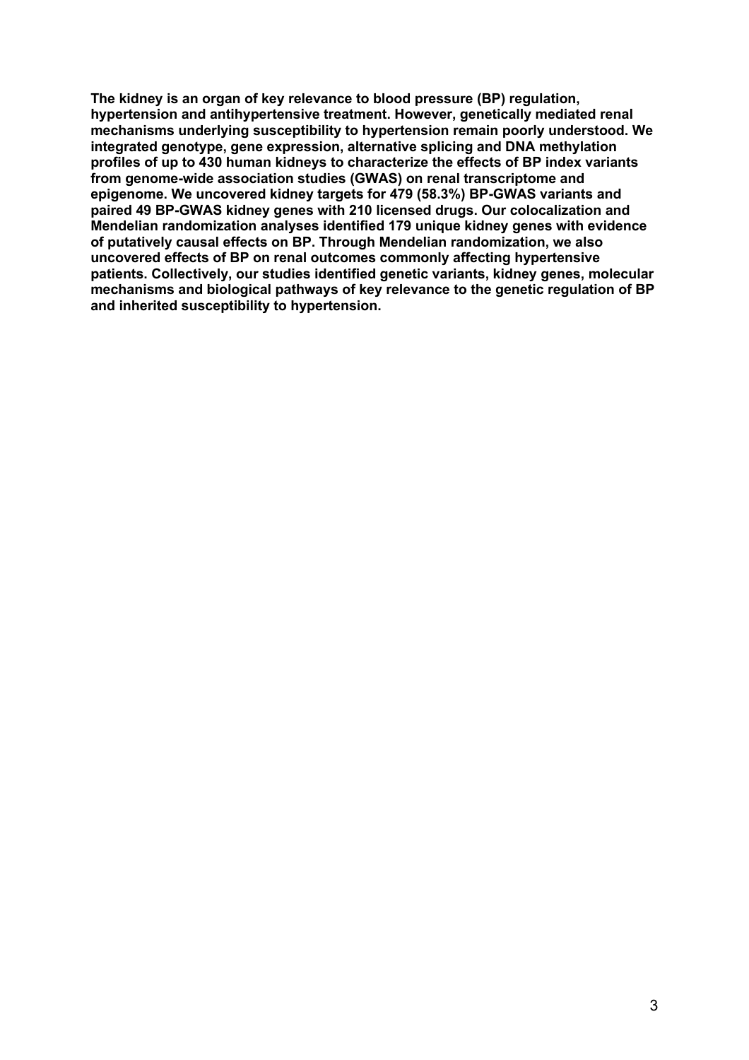**The kidney is an organ of key relevance to blood pressure (BP) regulation, hypertension and antihypertensive treatment. However, genetically mediated renal mechanisms underlying susceptibility to hypertension remain poorly understood. We integrated genotype, gene expression, alternative splicing and DNA methylation profiles of up to 430 human kidneys to characterize the effects of BP index variants from genome-wide association studies (GWAS) on renal transcriptome and epigenome. We uncovered kidney targets for 479 (58.3%) BP-GWAS variants and paired 49 BP-GWAS kidney genes with 210 licensed drugs. Our colocalization and Mendelian randomization analyses identified 179 unique kidney genes with evidence of putatively causal effects on BP. Through Mendelian randomization, we also uncovered effects of BP on renal outcomes commonly affecting hypertensive patients. Collectively, our studies identified genetic variants, kidney genes, molecular mechanisms and biological pathways of key relevance to the genetic regulation of BP and inherited susceptibility to hypertension.**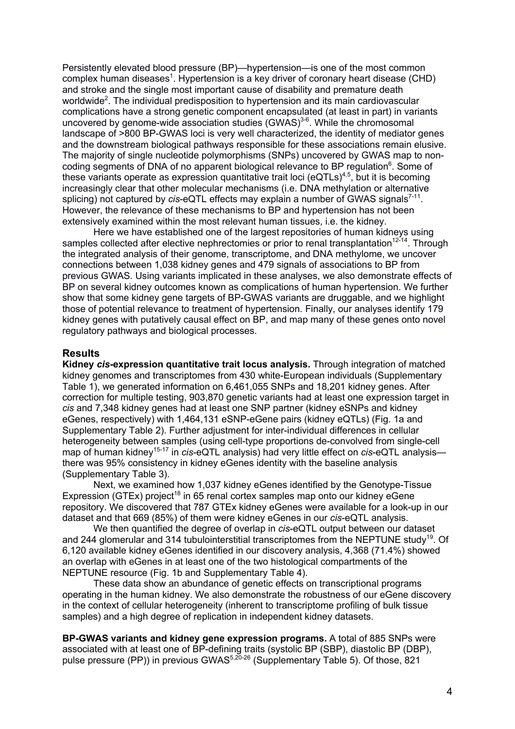Persistently elevated blood pressure (BP)—hypertension—is one of the most common complex human diseases[1]. Hypertension is a key driver of coronary heart disease (CHD) and stroke and the single most important cause of disability and premature death worldwide[2]. The individual predisposition to hypertension and its main cardiovascular complications have a strong genetic component encapsulated (at least in part) in variants uncovered by genome-wide association studies (GWAS)[3-6]. While the chromosomal landscape of >800 BP-GWAS loci is very well characterized, the identity of mediator genes and the downstream biological pathways responsible for these associations remain elusive. The majority of single nucleotide polymorphisms (SNPs) uncovered by GWAS map to non-coding segments of DNA of no apparent biological relevance to BP regulation[6]. Some of these variants operate as expression quantitative trait loci (eQTLs)[4,5], but it is becoming increasingly clear that other molecular mechanisms (i.e. DNA methylation or alternative splicing) not captured by *cis*-eQTL effects may explain a number of GWAS signals[7-11]. However, the relevance of these mechanisms to BP and hypertension has not been extensively examined within the most relevant human tissues, i.e. the kidney.

Here we have established one of the largest repositories of human kidneys using samples collected after elective nephrectomies or prior to renal transplantation[12-14]. Through the integrated analysis of their genome, transcriptome, and DNA methylome, we uncover connections between 1,038 kidney genes and 479 signals of associations to BP from previous GWAS. Using variants implicated in these analyses, we also demonstrate effects of BP on several kidney outcomes known as complications of human hypertension. We further show that some kidney gene targets of BP-GWAS variants are druggable, and we highlight those of potential relevance to treatment of hypertension. Finally, our analyses identify 179 kidney genes with putatively causal effect on BP, and map many of these genes onto novel regulatory pathways and biological processes.

## Results

**Kidney *cis*-expression quantitative trait locus analysis.** Through integration of matched kidney genomes and transcriptomes from 430 white-European individuals (Supplementary Table 1), we generated information on 6,461,055 SNPs and 18,201 kidney genes. After correction for multiple testing, 903,870 genetic variants had at least one expression target in *cis* and 7,348 kidney genes had at least one SNP partner (kidney eSNPs and kidney eGenes, respectively) with 1,464,131 eSNP-eGene pairs (kidney eQTLs) (Fig. 1a and Supplementary Table 2). Further adjustment for inter-individual differences in cellular heterogeneity between samples (using cell-type proportions de-convolved from single-cell map of human kidney[15-17] in *cis*-eQTL analysis) had very little effect on *cis*-eQTL analysis—there was 95% consistency in kidney eGenes identity with the baseline analysis (Supplementary Table 3).

Next, we examined how 1,037 kidney eGenes identified by the Genotype-Tissue Expression (GTEx) project[18] in 65 renal cortex samples map onto our kidney eGene repository. We discovered that 787 GTEx kidney eGenes were available for a look-up in our dataset and that 669 (85%) of them were kidney eGenes in our *cis*-eQTL analysis.

We then quantified the degree of overlap in *cis*-eQTL output between our dataset and 244 glomerular and 314 tubulointerstitial transcriptomes from the NEPTUNE study[19]. Of 6,120 available kidney eGenes identified in our discovery analysis, 4,368 (71.4%) showed an overlap with eGenes in at least one of the two histological compartments of the NEPTUNE resource (Fig. 1b and Supplementary Table 4).

These data show an abundance of genetic effects on transcriptional programs operating in the human kidney. We also demonstrate the robustness of our eGene discovery in the context of cellular heterogeneity (inherent to transcriptome profiling of bulk tissue samples) and a high degree of replication in independent kidney datasets.

**BP-GWAS variants and kidney gene expression programs.** A total of 885 SNPs were associated with at least one of BP-defining traits (systolic BP (SBP), diastolic BP (DBP), pulse pressure (PP)) in previous GWAS[5,20-26] (Supplementary Table 5). Of those, 821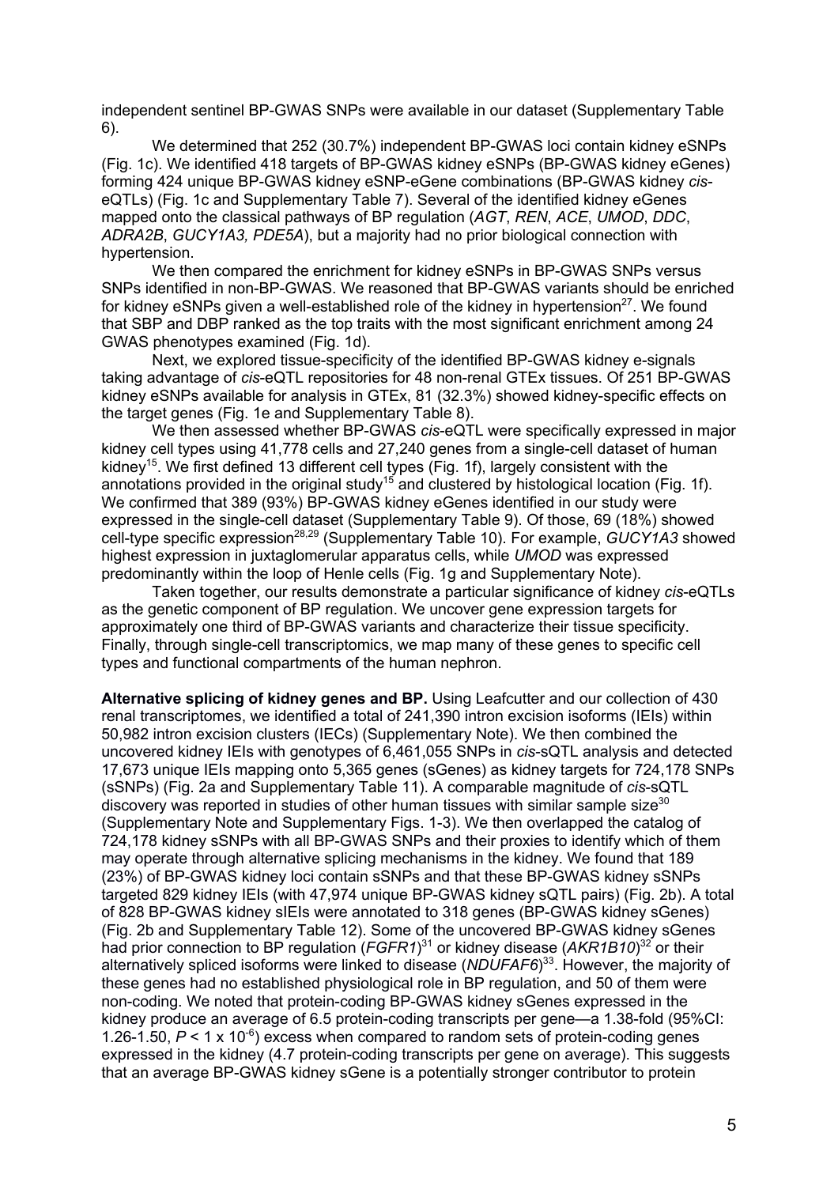independent sentinel BP-GWAS SNPs were available in our dataset (Supplementary Table 6).

We determined that 252 (30.7%) independent BP-GWAS loci contain kidney eSNPs (Fig. 1c). We identified 418 targets of BP-GWAS kidney eSNPs (BP-GWAS kidney eGenes) forming 424 unique BP-GWAS kidney eSNP-eGene combinations (BP-GWAS kidney *cis*-eQTLs) (Fig. 1c and Supplementary Table 7). Several of the identified kidney eGenes mapped onto the classical pathways of BP regulation (*AGT*, *REN*, *ACE*, *UMOD*, *DDC*, *ADRA2B*, *GUCY1A3, PDE5A*), but a majority had no prior biological connection with hypertension.

We then compared the enrichment for kidney eSNPs in BP-GWAS SNPs versus SNPs identified in non-BP-GWAS. We reasoned that BP-GWAS variants should be enriched for kidney eSNPs given a well-established role of the kidney in hypertension[27]. We found that SBP and DBP ranked as the top traits with the most significant enrichment among 24 GWAS phenotypes examined (Fig. 1d).

Next, we explored tissue-specificity of the identified BP-GWAS kidney e-signals taking advantage of *cis*-eQTL repositories for 48 non-renal GTEx tissues. Of 251 BP-GWAS kidney eSNPs available for analysis in GTEx, 81 (32.3%) showed kidney-specific effects on the target genes (Fig. 1e and Supplementary Table 8).

We then assessed whether BP-GWAS *cis*-eQTL were specifically expressed in major kidney cell types using 41,778 cells and 27,240 genes from a single-cell dataset of human kidney[15]. We first defined 13 different cell types (Fig. 1f), largely consistent with the annotations provided in the original study[15] and clustered by histological location (Fig. 1f). We confirmed that 389 (93%) BP-GWAS kidney eGenes identified in our study were expressed in the single-cell dataset (Supplementary Table 9). Of those, 69 (18%) showed cell-type specific expression[28,29] (Supplementary Table 10). For example, *GUCY1A3* showed highest expression in juxtaglomerular apparatus cells, while *UMOD* was expressed predominantly within the loop of Henle cells (Fig. 1g and Supplementary Note).

Taken together, our results demonstrate a particular significance of kidney *cis*-eQTLs as the genetic component of BP regulation. We uncover gene expression targets for approximately one third of BP-GWAS variants and characterize their tissue specificity. Finally, through single-cell transcriptomics, we map many of these genes to specific cell types and functional compartments of the human nephron.

**Alternative splicing of kidney genes and BP.** Using Leafcutter and our collection of 430 renal transcriptomes, we identified a total of 241,390 intron excision isoforms (IEIs) within 50,982 intron excision clusters (IECs) (Supplementary Note). We then combined the uncovered kidney IEIs with genotypes of 6,461,055 SNPs in *cis*-sQTL analysis and detected 17,673 unique IEIs mapping onto 5,365 genes (sGenes) as kidney targets for 724,178 SNPs (sSNPs) (Fig. 2a and Supplementary Table 11). A comparable magnitude of *cis*-sQTL discovery was reported in studies of other human tissues with similar sample size[30] (Supplementary Note and Supplementary Figs. 1-3). We then overlapped the catalog of 724,178 kidney sSNPs with all BP-GWAS SNPs and their proxies to identify which of them may operate through alternative splicing mechanisms in the kidney. We found that 189 (23%) of BP-GWAS kidney loci contain sSNPs and that these BP-GWAS kidney sSNPs targeted 829 kidney IEIs (with 47,974 unique BP-GWAS kidney sQTL pairs) (Fig. 2b). A total of 828 BP-GWAS kidney sIEIs were annotated to 318 genes (BP-GWAS kidney sGenes) (Fig. 2b and Supplementary Table 12). Some of the uncovered BP-GWAS kidney sGenes had prior connection to BP regulation (*FGFR1*)[31] or kidney disease (*AKR1B10*)[32] or their alternatively spliced isoforms were linked to disease (*NDUFAF6*)[33]. However, the majority of these genes had no established physiological role in BP regulation, and 50 of them were non-coding. We noted that protein-coding BP-GWAS kidney sGenes expressed in the kidney produce an average of 6.5 protein-coding transcripts per gene—a 1.38-fold (95%CI: 1.26-1.50, $P < 1 \times 10^{-6}$) excess when compared to random sets of protein-coding genes expressed in the kidney (4.7 protein-coding transcripts per gene on average). This suggests that an average BP-GWAS kidney sGene is a potentially stronger contributor to protein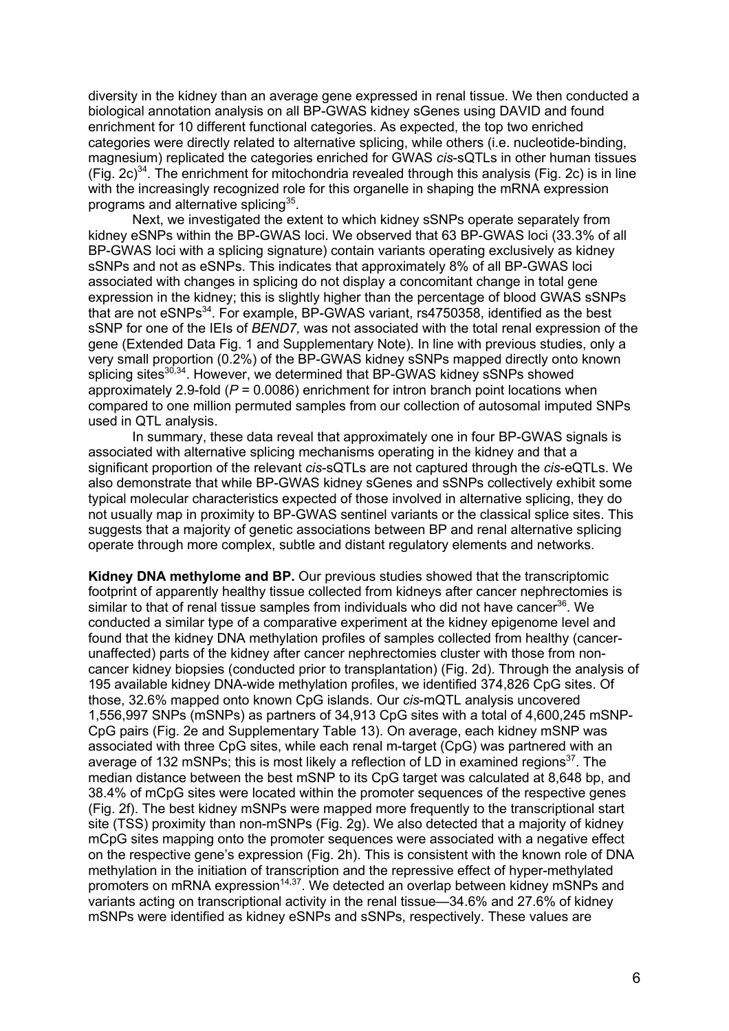diversity in the kidney than an average gene expressed in renal tissue. We then conducted a biological annotation analysis on all BP-GWAS kidney sGenes using DAVID and found enrichment for 10 different functional categories. As expected, the top two enriched categories were directly related to alternative splicing, while others (i.e. nucleotide-binding, magnesium) replicated the categories enriched for GWAS *cis*-sQTLs in other human tissues (Fig. 2c)[34]. The enrichment for mitochondria revealed through this analysis (Fig. 2c) is in line with the increasingly recognized role for this organelle in shaping the mRNA expression programs and alternative splicing[35].

Next, we investigated the extent to which kidney sSNPs operate separately from kidney eSNPs within the BP-GWAS loci. We observed that 63 BP-GWAS loci (33.3% of all BP-GWAS loci with a splicing signature) contain variants operating exclusively as kidney sSNPs and not as eSNPs. This indicates that approximately 8% of all BP-GWAS loci associated with changes in splicing do not display a concomitant change in total gene expression in the kidney; this is slightly higher than the percentage of blood GWAS sSNPs that are not eSNPs[34]. For example, BP-GWAS variant, rs4750358, identified as the best sSNP for one of the IEIs of *BEND7*, was not associated with the total renal expression of the gene (Extended Data Fig. 1 and Supplementary Note). In line with previous studies, only a very small proportion (0.2%) of the BP-GWAS kidney sSNPs mapped directly onto known splicing sites[30,34]. However, we determined that BP-GWAS kidney sSNPs showed approximately 2.9-fold ($P$ = 0.0086) enrichment for intron branch point locations when compared to one million permuted samples from our collection of autosomal imputed SNPs used in QTL analysis.

In summary, these data reveal that approximately one in four BP-GWAS signals is associated with alternative splicing mechanisms operating in the kidney and that a significant proportion of the relevant *cis*-sQTLs are not captured through the *cis*-eQTLs. We also demonstrate that while BP-GWAS kidney sGenes and sSNPs collectively exhibit some typical molecular characteristics expected of those involved in alternative splicing, they do not usually map in proximity to BP-GWAS sentinel variants or the classical splice sites. This suggests that a majority of genetic associations between BP and renal alternative splicing operate through more complex, subtle and distant regulatory elements and networks.

**Kidney DNA methylome and BP.** Our previous studies showed that the transcriptomic footprint of apparently healthy tissue collected from kidneys after cancer nephrectomies is similar to that of renal tissue samples from individuals who did not have cancer[36]. We conducted a similar type of a comparative experiment at the kidney epigenome level and found that the kidney DNA methylation profiles of samples collected from healthy (cancer-unaffected) parts of the kidney after cancer nephrectomies cluster with those from non-cancer kidney biopsies (conducted prior to transplantation) (Fig. 2d). Through the analysis of 195 available kidney DNA-wide methylation profiles, we identified 374,826 CpG sites. Of those, 32.6% mapped onto known CpG islands. Our *cis*-mQTL analysis uncovered 1,556,997 SNPs (mSNPs) as partners of 34,913 CpG sites with a total of 4,600,245 mSNP-CpG pairs (Fig. 2e and Supplementary Table 13). On average, each kidney mSNP was associated with three CpG sites, while each renal m-target (CpG) was partnered with an average of 132 mSNPs; this is most likely a reflection of LD in examined regions[37]. The median distance between the best mSNP to its CpG target was calculated at 8,648 bp, and 38.4% of mCpG sites were located within the promoter sequences of the respective genes (Fig. 2f). The best kidney mSNPs were mapped more frequently to the transcriptional start site (TSS) proximity than non-mSNPs (Fig. 2g). We also detected that a majority of kidney mCpG sites mapping onto the promoter sequences were associated with a negative effect on the respective gene's expression (Fig. 2h). This is consistent with the known role of DNA methylation in the initiation of transcription and the repressive effect of hyper-methylated promoters on mRNA expression[14,37]. We detected an overlap between kidney mSNPs and variants acting on transcriptional activity in the renal tissue—34.6% and 27.6% of kidney mSNPs were identified as kidney eSNPs and sSNPs, respectively. These values are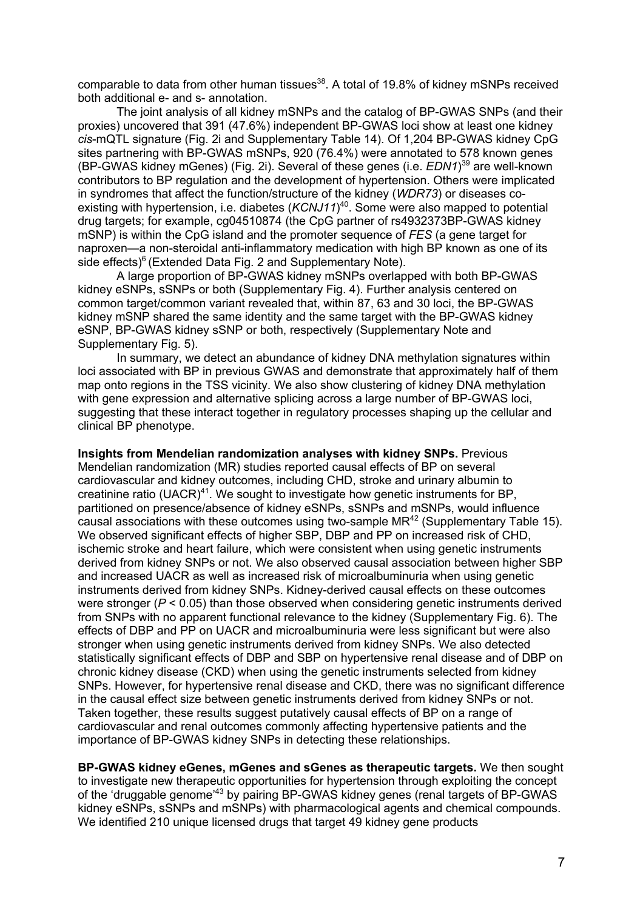comparable to data from other human tissues[38]. A total of 19.8% of kidney mSNPs received both additional e- and s- annotation.

The joint analysis of all kidney mSNPs and the catalog of BP-GWAS SNPs (and their proxies) uncovered that 391 (47.6%) independent BP-GWAS loci show at least one kidney *cis*-mQTL signature (Fig. 2i and Supplementary Table 14). Of 1,204 BP-GWAS kidney CpG sites partnering with BP-GWAS mSNPs, 920 (76.4%) were annotated to 578 known genes (BP-GWAS kidney mGenes) (Fig. 2i). Several of these genes (i.e. *EDN1*)[39] are well-known contributors to BP regulation and the development of hypertension. Others were implicated in syndromes that affect the function/structure of the kidney (*WDR73*) or diseases co-existing with hypertension, i.e. diabetes (*KCNJ11*)[40]. Some were also mapped to potential drug targets; for example, cg04510874 (the CpG partner of rs4932373BP-GWAS kidney mSNP) is within the CpG island and the promoter sequence of *FES* (a gene target for naproxen—a non-steroidal anti-inflammatory medication with high BP known as one of its side effects)[6] (Extended Data Fig. 2 and Supplementary Note).

A large proportion of BP-GWAS kidney mSNPs overlapped with both BP-GWAS kidney eSNPs, sSNPs or both (Supplementary Fig. 4). Further analysis centered on common target/common variant revealed that, within 87, 63 and 30 loci, the BP-GWAS kidney mSNP shared the same identity and the same target with the BP-GWAS kidney eSNP, BP-GWAS kidney sSNP or both, respectively (Supplementary Note and Supplementary Fig. 5).

In summary, we detect an abundance of kidney DNA methylation signatures within loci associated with BP in previous GWAS and demonstrate that approximately half of them map onto regions in the TSS vicinity. We also show clustering of kidney DNA methylation with gene expression and alternative splicing across a large number of BP-GWAS loci, suggesting that these interact together in regulatory processes shaping up the cellular and clinical BP phenotype.

**Insights from Mendelian randomization analyses with kidney SNPs.** Previous Mendelian randomization (MR) studies reported causal effects of BP on several cardiovascular and kidney outcomes, including CHD, stroke and urinary albumin to creatinine ratio (UACR)[41]. We sought to investigate how genetic instruments for BP, partitioned on presence/absence of kidney eSNPs, sSNPs and mSNPs, would influence causal associations with these outcomes using two-sample MR[42] (Supplementary Table 15). We observed significant effects of higher SBP, DBP and PP on increased risk of CHD, ischemic stroke and heart failure, which were consistent when using genetic instruments derived from kidney SNPs or not. We also observed causal association between higher SBP and increased UACR as well as increased risk of microalbuminuria when using genetic instruments derived from kidney SNPs. Kidney-derived causal effects on these outcomes were stronger ($P < 0.05$) than those observed when considering genetic instruments derived from SNPs with no apparent functional relevance to the kidney (Supplementary Fig. 6). The effects of DBP and PP on UACR and microalbuminuria were less significant but were also stronger when using genetic instruments derived from kidney SNPs. We also detected statistically significant effects of DBP and SBP on hypertensive renal disease and of DBP on chronic kidney disease (CKD) when using the genetic instruments selected from kidney SNPs. However, for hypertensive renal disease and CKD, there was no significant difference in the causal effect size between genetic instruments derived from kidney SNPs or not. Taken together, these results suggest putatively causal effects of BP on a range of cardiovascular and renal outcomes commonly affecting hypertensive patients and the importance of BP-GWAS kidney SNPs in detecting these relationships.

**BP-GWAS kidney eGenes, mGenes and sGenes as therapeutic targets.** We then sought to investigate new therapeutic opportunities for hypertension through exploiting the concept of the 'druggable genome'[43] by pairing BP-GWAS kidney genes (renal targets of BP-GWAS kidney eSNPs, sSNPs and mSNPs) with pharmacological agents and chemical compounds. We identified 210 unique licensed drugs that target 49 kidney gene products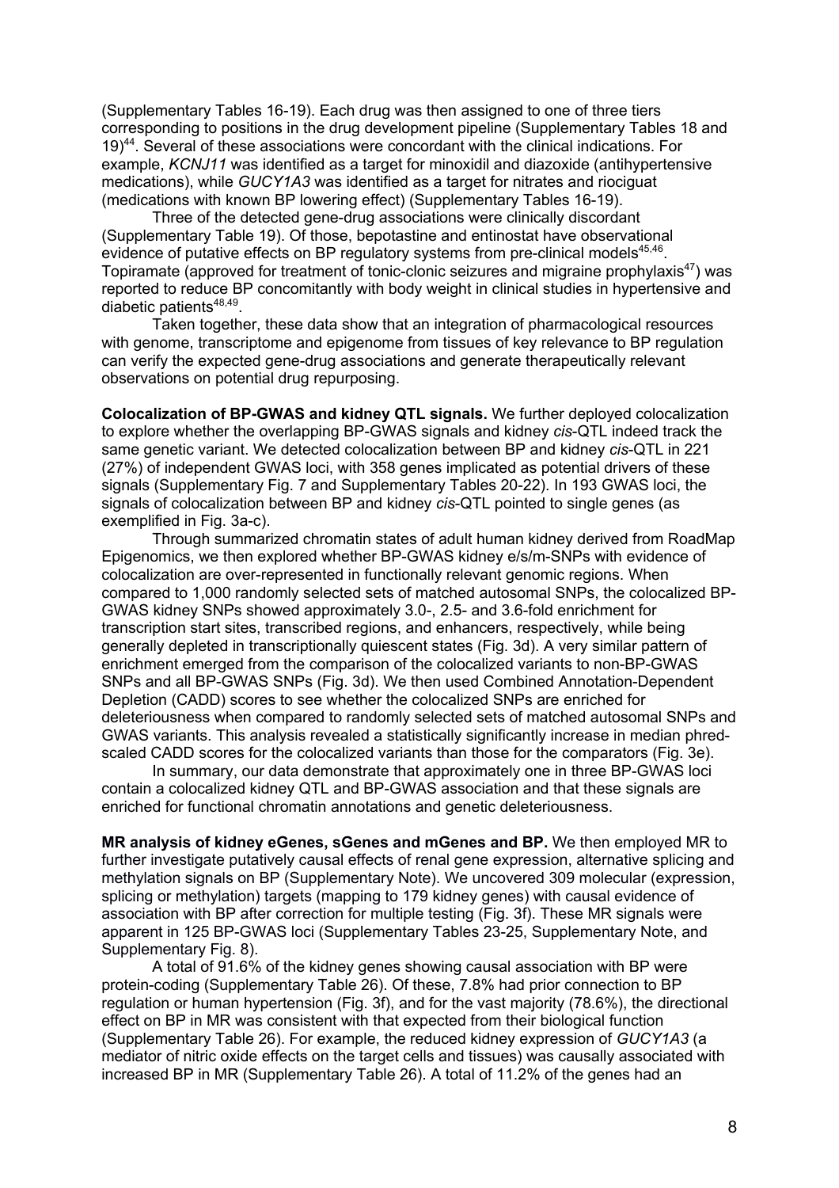(Supplementary Tables 16-19). Each drug was then assigned to one of three tiers corresponding to positions in the drug development pipeline (Supplementary Tables 18 and 19)[44]. Several of these associations were concordant with the clinical indications. For example, *KCNJ11* was identified as a target for minoxidil and diazoxide (antihypertensive medications), while *GUCY1A3* was identified as a target for nitrates and riociguat (medications with known BP lowering effect) (Supplementary Tables 16-19).

Three of the detected gene-drug associations were clinically discordant (Supplementary Table 19). Of those, bepotastine and entinostat have observational evidence of putative effects on BP regulatory systems from pre-clinical models[45,46]. Topiramate (approved for treatment of tonic-clonic seizures and migraine prophylaxis[47]) was reported to reduce BP concomitantly with body weight in clinical studies in hypertensive and diabetic patients[48,49].

Taken together, these data show that an integration of pharmacological resources with genome, transcriptome and epigenome from tissues of key relevance to BP regulation can verify the expected gene-drug associations and generate therapeutically relevant observations on potential drug repurposing.

**Colocalization of BP-GWAS and kidney QTL signals.** We further deployed colocalization to explore whether the overlapping BP-GWAS signals and kidney *cis*-QTL indeed track the same genetic variant. We detected colocalization between BP and kidney *cis*-QTL in 221 (27%) of independent GWAS loci, with 358 genes implicated as potential drivers of these signals (Supplementary Fig. 7 and Supplementary Tables 20-22). In 193 GWAS loci, the signals of colocalization between BP and kidney *cis*-QTL pointed to single genes (as exemplified in Fig. 3a-c).

Through summarized chromatin states of adult human kidney derived from RoadMap Epigenomics, we then explored whether BP-GWAS kidney e/s/m-SNPs with evidence of colocalization are over-represented in functionally relevant genomic regions. When compared to 1,000 randomly selected sets of matched autosomal SNPs, the colocalized BP-GWAS kidney SNPs showed approximately 3.0-, 2.5- and 3.6-fold enrichment for transcription start sites, transcribed regions, and enhancers, respectively, while being generally depleted in transcriptionally quiescent states (Fig. 3d). A very similar pattern of enrichment emerged from the comparison of the colocalized variants to non-BP-GWAS SNPs and all BP-GWAS SNPs (Fig. 3d). We then used Combined Annotation-Dependent Depletion (CADD) scores to see whether the colocalized SNPs are enriched for deleteriousness when compared to randomly selected sets of matched autosomal SNPs and GWAS variants. This analysis revealed a statistically significantly increase in median phred-scaled CADD scores for the colocalized variants than those for the comparators (Fig. 3e).

In summary, our data demonstrate that approximately one in three BP-GWAS loci contain a colocalized kidney QTL and BP-GWAS association and that these signals are enriched for functional chromatin annotations and genetic deleteriousness.

**MR analysis of kidney eGenes, sGenes and mGenes and BP.** We then employed MR to further investigate putatively causal effects of renal gene expression, alternative splicing and methylation signals on BP (Supplementary Note). We uncovered 309 molecular (expression, splicing or methylation) targets (mapping to 179 kidney genes) with causal evidence of association with BP after correction for multiple testing (Fig. 3f). These MR signals were apparent in 125 BP-GWAS loci (Supplementary Tables 23-25, Supplementary Note, and Supplementary Fig. 8).

A total of 91.6% of the kidney genes showing causal association with BP were protein-coding (Supplementary Table 26). Of these, 7.8% had prior connection to BP regulation or human hypertension (Fig. 3f), and for the vast majority (78.6%), the directional effect on BP in MR was consistent with that expected from their biological function (Supplementary Table 26). For example, the reduced kidney expression of *GUCY1A3* (a mediator of nitric oxide effects on the target cells and tissues) was causally associated with increased BP in MR (Supplementary Table 26). A total of 11.2% of the genes had an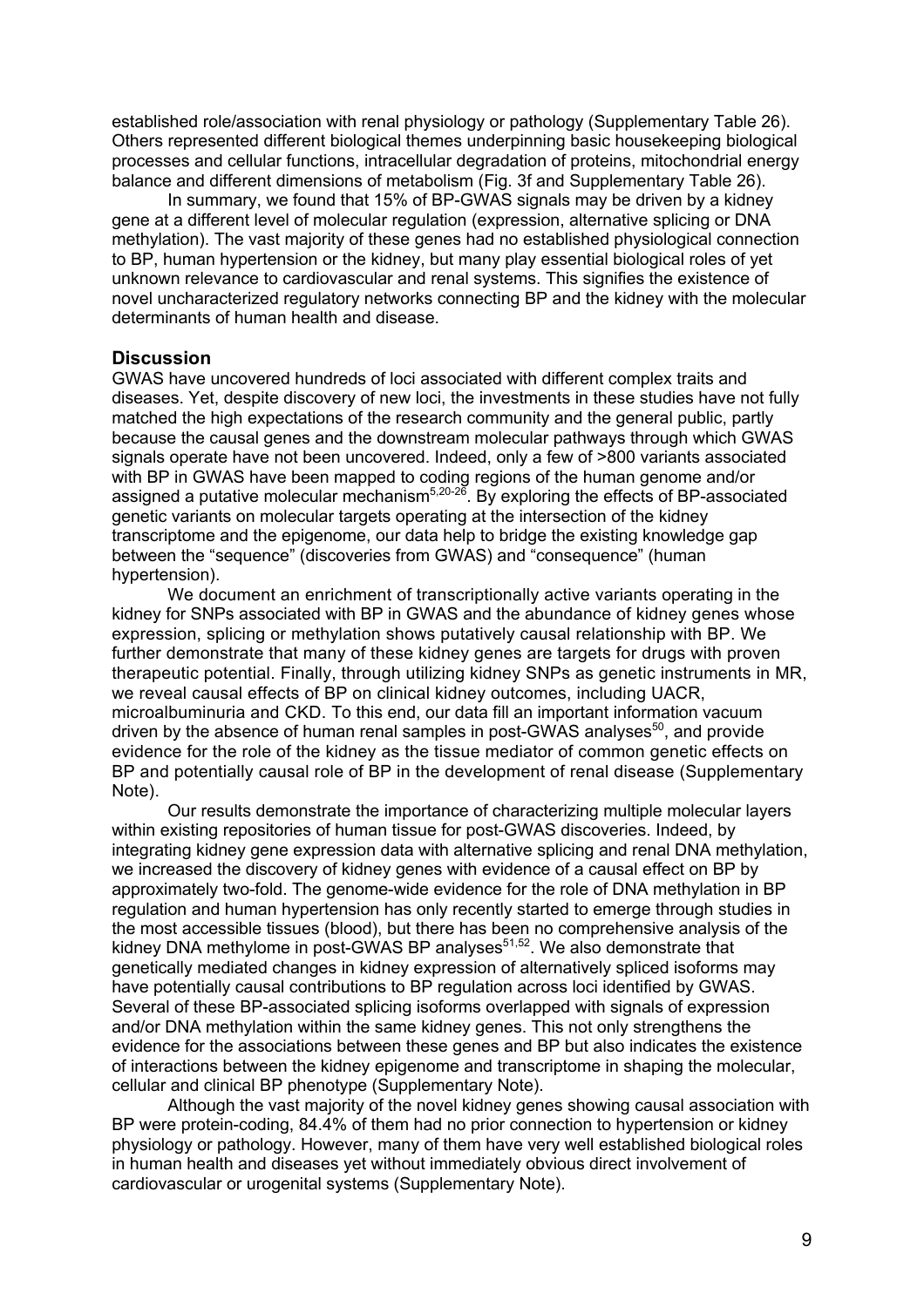established role/association with renal physiology or pathology (Supplementary Table 26). Others represented different biological themes underpinning basic housekeeping biological processes and cellular functions, intracellular degradation of proteins, mitochondrial energy balance and different dimensions of metabolism (Fig. 3f and Supplementary Table 26).

In summary, we found that 15% of BP-GWAS signals may be driven by a kidney gene at a different level of molecular regulation (expression, alternative splicing or DNA methylation). The vast majority of these genes had no established physiological connection to BP, human hypertension or the kidney, but many play essential biological roles of yet unknown relevance to cardiovascular and renal systems. This signifies the existence of novel uncharacterized regulatory networks connecting BP and the kidney with the molecular determinants of human health and disease.

## Discussion

GWAS have uncovered hundreds of loci associated with different complex traits and diseases. Yet, despite discovery of new loci, the investments in these studies have not fully matched the high expectations of the research community and the general public, partly because the causal genes and the downstream molecular pathways through which GWAS signals operate have not been uncovered. Indeed, only a few of >800 variants associated with BP in GWAS have been mapped to coding regions of the human genome and/or assigned a putative molecular mechanism[5,20-26]. By exploring the effects of BP-associated genetic variants on molecular targets operating at the intersection of the kidney transcriptome and the epigenome, our data help to bridge the existing knowledge gap between the "sequence" (discoveries from GWAS) and "consequence" (human hypertension).

We document an enrichment of transcriptionally active variants operating in the kidney for SNPs associated with BP in GWAS and the abundance of kidney genes whose expression, splicing or methylation shows putatively causal relationship with BP. We further demonstrate that many of these kidney genes are targets for drugs with proven therapeutic potential. Finally, through utilizing kidney SNPs as genetic instruments in MR, we reveal causal effects of BP on clinical kidney outcomes, including UACR, microalbuminuria and CKD. To this end, our data fill an important information vacuum driven by the absence of human renal samples in post-GWAS analyses[50], and provide evidence for the role of the kidney as the tissue mediator of common genetic effects on BP and potentially causal role of BP in the development of renal disease (Supplementary Note).

Our results demonstrate the importance of characterizing multiple molecular layers within existing repositories of human tissue for post-GWAS discoveries. Indeed, by integrating kidney gene expression data with alternative splicing and renal DNA methylation, we increased the discovery of kidney genes with evidence of a causal effect on BP by approximately two-fold. The genome-wide evidence for the role of DNA methylation in BP regulation and human hypertension has only recently started to emerge through studies in the most accessible tissues (blood), but there has been no comprehensive analysis of the kidney DNA methylome in post-GWAS BP analyses[51,52]. We also demonstrate that genetically mediated changes in kidney expression of alternatively spliced isoforms may have potentially causal contributions to BP regulation across loci identified by GWAS. Several of these BP-associated splicing isoforms overlapped with signals of expression and/or DNA methylation within the same kidney genes. This not only strengthens the evidence for the associations between these genes and BP but also indicates the existence of interactions between the kidney epigenome and transcriptome in shaping the molecular, cellular and clinical BP phenotype (Supplementary Note).

Although the vast majority of the novel kidney genes showing causal association with BP were protein-coding, 84.4% of them had no prior connection to hypertension or kidney physiology or pathology. However, many of them have very well established biological roles in human health and diseases yet without immediately obvious direct involvement of cardiovascular or urogenital systems (Supplementary Note).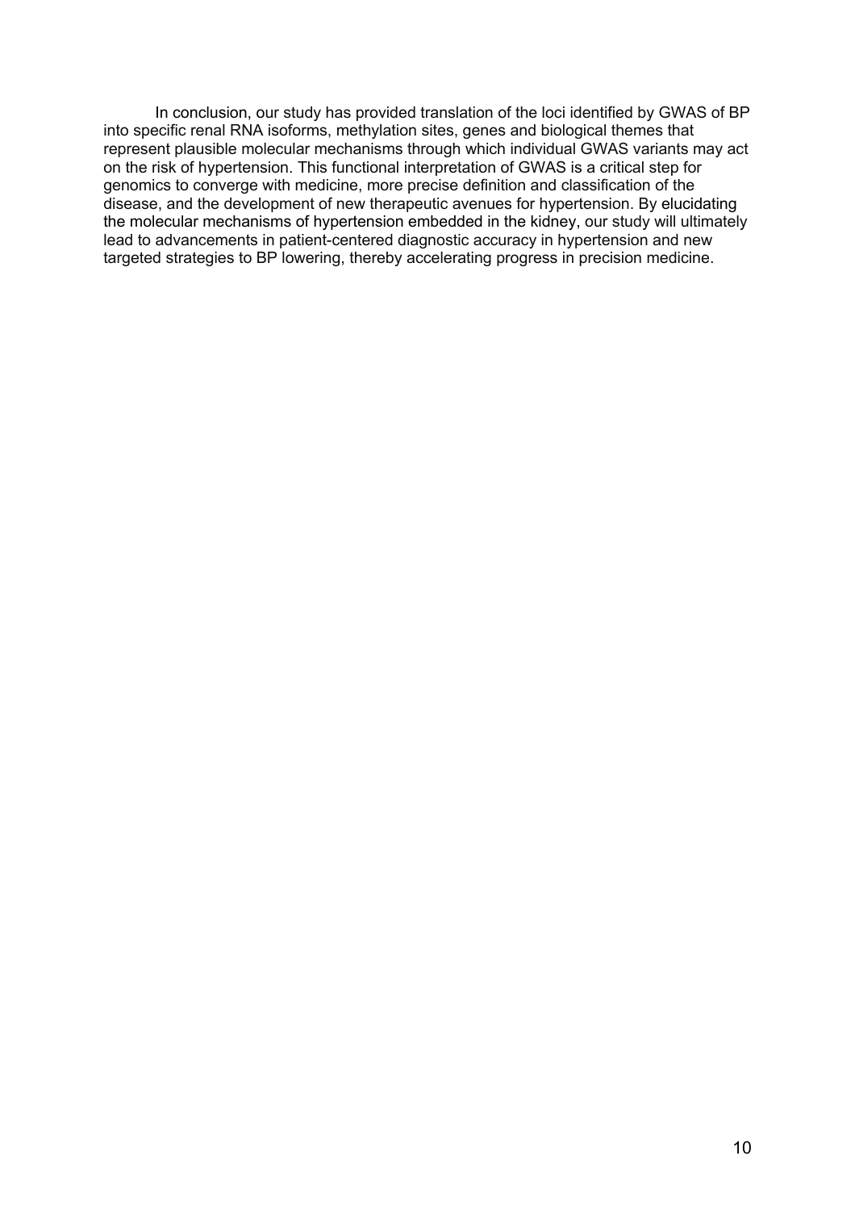In conclusion, our study has provided translation of the loci identified by GWAS of BP into specific renal RNA isoforms, methylation sites, genes and biological themes that represent plausible molecular mechanisms through which individual GWAS variants may act on the risk of hypertension. This functional interpretation of GWAS is a critical step for genomics to converge with medicine, more precise definition and classification of the disease, and the development of new therapeutic avenues for hypertension. By elucidating the molecular mechanisms of hypertension embedded in the kidney, our study will ultimately lead to advancements in patient-centered diagnostic accuracy in hypertension and new targeted strategies to BP lowering, thereby accelerating progress in precision medicine.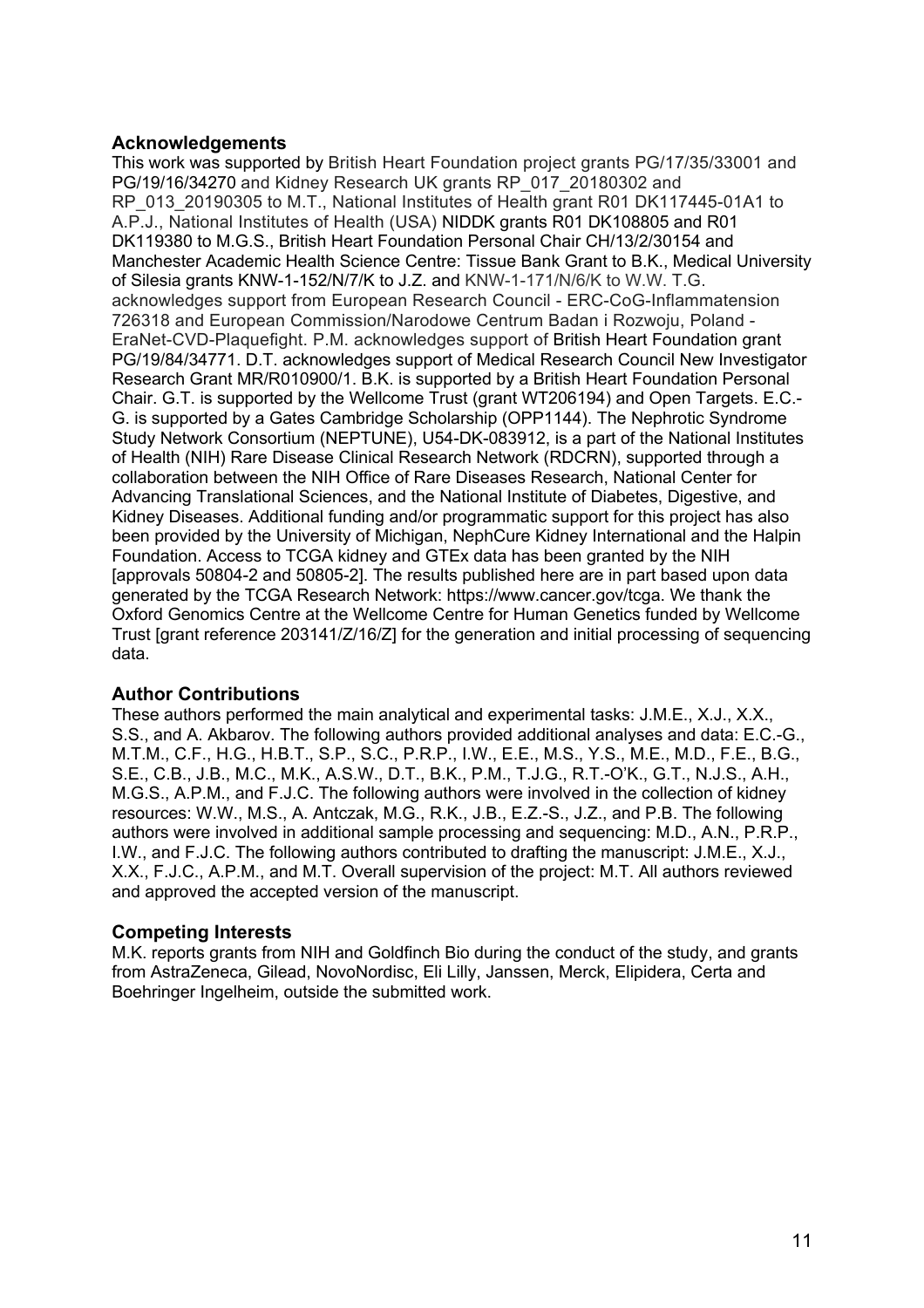## Acknowledgements

This work was supported by British Heart Foundation project grants PG/17/35/33001 and PG/19/16/34270 and Kidney Research UK grants RP_017_20180302 and RP_013_20190305 to M.T., National Institutes of Health grant R01 DK117445-01A1 to A.P.J., National Institutes of Health (USA) NIDDK grants R01 DK108805 and R01 DK119380 to M.G.S., British Heart Foundation Personal Chair CH/13/2/30154 and Manchester Academic Health Science Centre: Tissue Bank Grant to B.K., Medical University of Silesia grants KNW-1-152/N/7/K to J.Z. and KNW-1-171/N/6/K to W.W. T.G. acknowledges support from European Research Council - ERC-CoG-Inflammatension 726318 and European Commission/Narodowe Centrum Badan i Rozwoju, Poland - EraNet-CVD-Plaquefight. P.M. acknowledges support of British Heart Foundation grant PG/19/84/34771. D.T. acknowledges support of Medical Research Council New Investigator Research Grant MR/R010900/1. B.K. is supported by a British Heart Foundation Personal Chair. G.T. is supported by the Wellcome Trust (grant WT206194) and Open Targets. E.C.-G. is supported by a Gates Cambridge Scholarship (OPP1144). The Nephrotic Syndrome Study Network Consortium (NEPTUNE), U54-DK-083912, is a part of the National Institutes of Health (NIH) Rare Disease Clinical Research Network (RDCRN), supported through a collaboration between the NIH Office of Rare Diseases Research, National Center for Advancing Translational Sciences, and the National Institute of Diabetes, Digestive, and Kidney Diseases. Additional funding and/or programmatic support for this project has also been provided by the University of Michigan, NephCure Kidney International and the Halpin Foundation. Access to TCGA kidney and GTEx data has been granted by the NIH [approvals 50804-2 and 50805-2]. The results published here are in part based upon data generated by the TCGA Research Network: https://www.cancer.gov/tcga. We thank the Oxford Genomics Centre at the Wellcome Centre for Human Genetics funded by Wellcome Trust [grant reference 203141/Z/16/Z] for the generation and initial processing of sequencing data.

## Author Contributions

These authors performed the main analytical and experimental tasks: J.M.E., X.J., X.X., S.S., and A. Akbarov. The following authors provided additional analyses and data: E.C.-G., M.T.M., C.F., H.G., H.B.T., S.P., S.C., P.R.P., I.W., E.E., M.S., Y.S., M.E., M.D., F.E., B.G., S.E., C.B., J.B., M.C., M.K., A.S.W., D.T., B.K., P.M., T.J.G., R.T.-O'K., G.T., N.J.S., A.H., M.G.S., A.P.M., and F.J.C. The following authors were involved in the collection of kidney resources: W.W., M.S., A. Antczak, M.G., R.K., J.B., E.Z.-S., J.Z., and P.B. The following authors were involved in additional sample processing and sequencing: M.D., A.N., P.R.P., I.W., and F.J.C. The following authors contributed to drafting the manuscript: J.M.E., X.J., X.X., F.J.C., A.P.M., and M.T. Overall supervision of the project: M.T. All authors reviewed and approved the accepted version of the manuscript.

## Competing Interests

M.K. reports grants from NIH and Goldfinch Bio during the conduct of the study, and grants from AstraZeneca, Gilead, NovoNordisc, Eli Lilly, Janssen, Merck, Elipidera, Certa and Boehringer Ingelheim, outside the submitted work.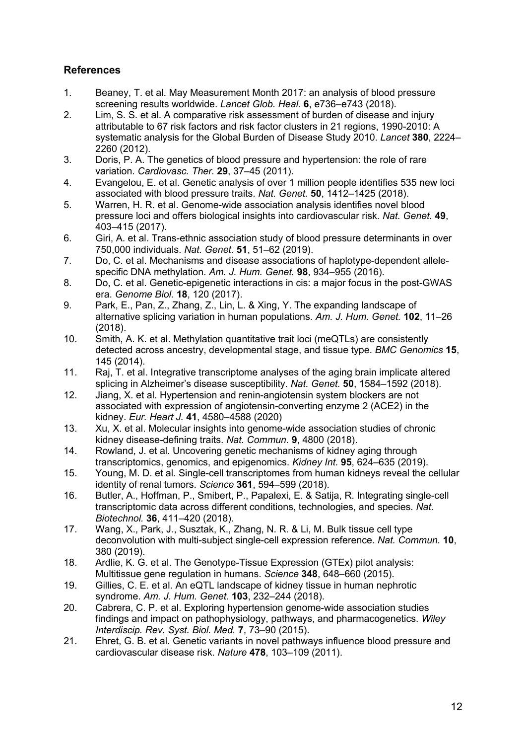## References

1. Beaney, T. et al. May Measurement Month 2017: an analysis of blood pressure screening results worldwide. *Lancet Glob. Heal.* **6**, e736–e743 (2018).
2. Lim, S. S. et al. A comparative risk assessment of burden of disease and injury attributable to 67 risk factors and risk factor clusters in 21 regions, 1990-2010: A systematic analysis for the Global Burden of Disease Study 2010. *Lancet* **380**, 2224–2260 (2012).
3. Doris, P. A. The genetics of blood pressure and hypertension: the role of rare variation. *Cardiovasc. Ther.* **29**, 37–45 (2011).
4. Evangelou, E. et al. Genetic analysis of over 1 million people identifies 535 new loci associated with blood pressure traits. *Nat. Genet.* **50**, 1412–1425 (2018).
5. Warren, H. R. et al. Genome-wide association analysis identifies novel blood pressure loci and offers biological insights into cardiovascular risk. *Nat. Genet.* **49**, 403–415 (2017).
6. Giri, A. et al. Trans-ethnic association study of blood pressure determinants in over 750,000 individuals. *Nat. Genet.* **51**, 51–62 (2019).
7. Do, C. et al. Mechanisms and disease associations of haplotype-dependent allele-specific DNA methylation. *Am. J. Hum. Genet.* **98**, 934–955 (2016).
8. Do, C. et al. Genetic-epigenetic interactions in cis: a major focus in the post-GWAS era. *Genome Biol.* **18**, 120 (2017).
9. Park, E., Pan, Z., Zhang, Z., Lin, L. & Xing, Y. The expanding landscape of alternative splicing variation in human populations. *Am. J. Hum. Genet.* **102**, 11–26 (2018).
10. Smith, A. K. et al. Methylation quantitative trait loci (meQTLs) are consistently detected across ancestry, developmental stage, and tissue type. *BMC Genomics* **15**, 145 (2014).
11. Raj, T. et al. Integrative transcriptome analyses of the aging brain implicate altered splicing in Alzheimer's disease susceptibility. *Nat. Genet.* **50**, 1584–1592 (2018).
12. Jiang, X. et al. Hypertension and renin-angiotensin system blockers are not associated with expression of angiotensin-converting enzyme 2 (ACE2) in the kidney. *Eur. Heart J.* **41**, 4580–4588 (2020)
13. Xu, X. et al. Molecular insights into genome-wide association studies of chronic kidney disease-defining traits. *Nat. Commun.* **9**, 4800 (2018).
14. Rowland, J. et al. Uncovering genetic mechanisms of kidney aging through transcriptomics, genomics, and epigenomics. *Kidney Int.* **95**, 624–635 (2019).
15. Young, M. D. et al. Single-cell transcriptomes from human kidneys reveal the cellular identity of renal tumors. *Science* **361**, 594–599 (2018).
16. Butler, A., Hoffman, P., Smibert, P., Papalexi, E. & Satija, R. Integrating single-cell transcriptomic data across different conditions, technologies, and species. *Nat. Biotechnol.* **36**, 411–420 (2018).
17. Wang, X., Park, J., Susztak, K., Zhang, N. R. & Li, M. Bulk tissue cell type deconvolution with multi-subject single-cell expression reference. *Nat. Commun.* **10**, 380 (2019).
18. Ardlie, K. G. et al. The Genotype-Tissue Expression (GTEx) pilot analysis: Multitissue gene regulation in humans. *Science* **348**, 648–660 (2015).
19. Gillies, C. E. et al. An eQTL landscape of kidney tissue in human nephrotic syndrome. *Am. J. Hum. Genet.* **103**, 232–244 (2018).
20. Cabrera, C. P. et al. Exploring hypertension genome-wide association studies findings and impact on pathophysiology, pathways, and pharmacogenetics. *Wiley Interdiscip. Rev. Syst. Biol. Med.* **7**, 73–90 (2015).
21. Ehret, G. B. et al. Genetic variants in novel pathways influence blood pressure and cardiovascular disease risk. *Nature* **478**, 103–109 (2011).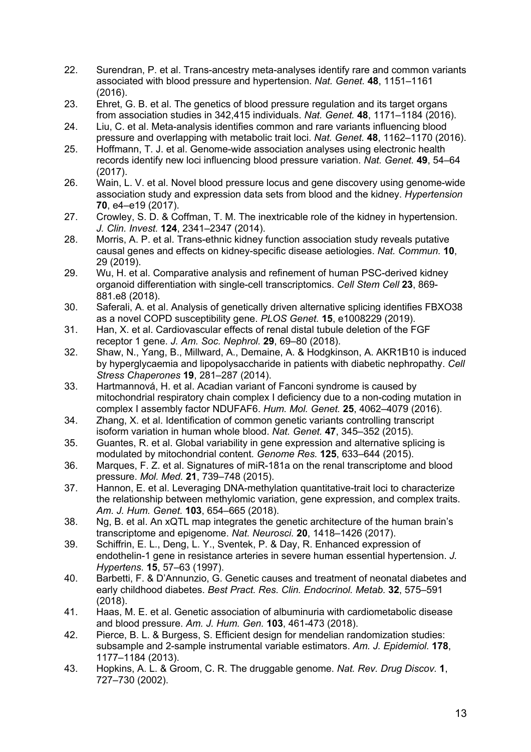22. Surendran, P. et al. Trans-ancestry meta-analyses identify rare and common variants associated with blood pressure and hypertension. *Nat. Genet.* **48**, 1151–1161 (2016).
23. Ehret, G. B. et al. The genetics of blood pressure regulation and its target organs from association studies in 342,415 individuals. *Nat. Genet.* **48**, 1171–1184 (2016).
24. Liu, C. et al. Meta-analysis identifies common and rare variants influencing blood pressure and overlapping with metabolic trait loci. *Nat. Genet.* **48**, 1162–1170 (2016).
25. Hoffmann, T. J. et al. Genome-wide association analyses using electronic health records identify new loci influencing blood pressure variation. *Nat. Genet.* **49**, 54–64 (2017).
26. Wain, L. V. et al. Novel blood pressure locus and gene discovery using genome-wide association study and expression data sets from blood and the kidney. *Hypertension* **70**, e4–e19 (2017).
27. Crowley, S. D. & Coffman, T. M. The inextricable role of the kidney in hypertension. *J. Clin. Invest.* **124**, 2341–2347 (2014).
28. Morris, A. P. et al. Trans-ethnic kidney function association study reveals putative causal genes and effects on kidney-specific disease aetiologies. *Nat. Commun.* **10**, 29 (2019).
29. Wu, H. et al. Comparative analysis and refinement of human PSC-derived kidney organoid differentiation with single-cell transcriptomics. *Cell Stem Cell* **23**, 869-881.e8 (2018).
30. Saferali, A. et al. Analysis of genetically driven alternative splicing identifies FBXO38 as a novel COPD susceptibility gene. *PLOS Genet.* **15**, e1008229 (2019).
31. Han, X. et al. Cardiovascular effects of renal distal tubule deletion of the FGF receptor 1 gene. *J. Am. Soc. Nephrol.* **29**, 69–80 (2018).
32. Shaw, N., Yang, B., Millward, A., Demaine, A. & Hodgkinson, A. AKR1B10 is induced by hyperglycaemia and lipopolysaccharide in patients with diabetic nephropathy. *Cell Stress Chaperones* **19**, 281–287 (2014).
33. Hartmannová, H. et al. Acadian variant of Fanconi syndrome is caused by mitochondrial respiratory chain complex I deficiency due to a non-coding mutation in complex I assembly factor NDUFAF6. *Hum. Mol. Genet.* **25**, 4062–4079 (2016).
34. Zhang, X. et al. Identification of common genetic variants controlling transcript isoform variation in human whole blood. *Nat. Genet.* **47**, 345–352 (2015).
35. Guantes, R. et al. Global variability in gene expression and alternative splicing is modulated by mitochondrial content. *Genome Res.* **125**, 633–644 (2015).
36. Marques, F. Z. et al. Signatures of miR-181a on the renal transcriptome and blood pressure. *Mol. Med.* **21**, 739–748 (2015).
37. Hannon, E. et al. Leveraging DNA-methylation quantitative-trait loci to characterize the relationship between methylomic variation, gene expression, and complex traits. *Am. J. Hum. Genet.* **103**, 654–665 (2018).
38. Ng, B. et al. An xQTL map integrates the genetic architecture of the human brain's transcriptome and epigenome. *Nat. Neurosci.* **20**, 1418–1426 (2017).
39. Schiffrin, E. L., Deng, L. Y., Sventek, P. & Day, R. Enhanced expression of endothelin-1 gene in resistance arteries in severe human essential hypertension. *J. Hypertens.* **15**, 57–63 (1997).
40. Barbetti, F. & D'Annunzio, G. Genetic causes and treatment of neonatal diabetes and early childhood diabetes. *Best Pract. Res. Clin. Endocrinol. Metab.* **32**, 575–591 (2018).
41. Haas, M. E. et al. Genetic association of albuminuria with cardiometabolic disease and blood pressure. *Am. J. Hum. Gen.* **103**, 461-473 (2018).
42. Pierce, B. L. & Burgess, S. Efficient design for mendelian randomization studies: subsample and 2-sample instrumental variable estimators. *Am. J. Epidemiol.* **178**, 1177–1184 (2013).
43. Hopkins, A. L. & Groom, C. R. The druggable genome. *Nat. Rev. Drug Discov.* **1**, 727–730 (2002).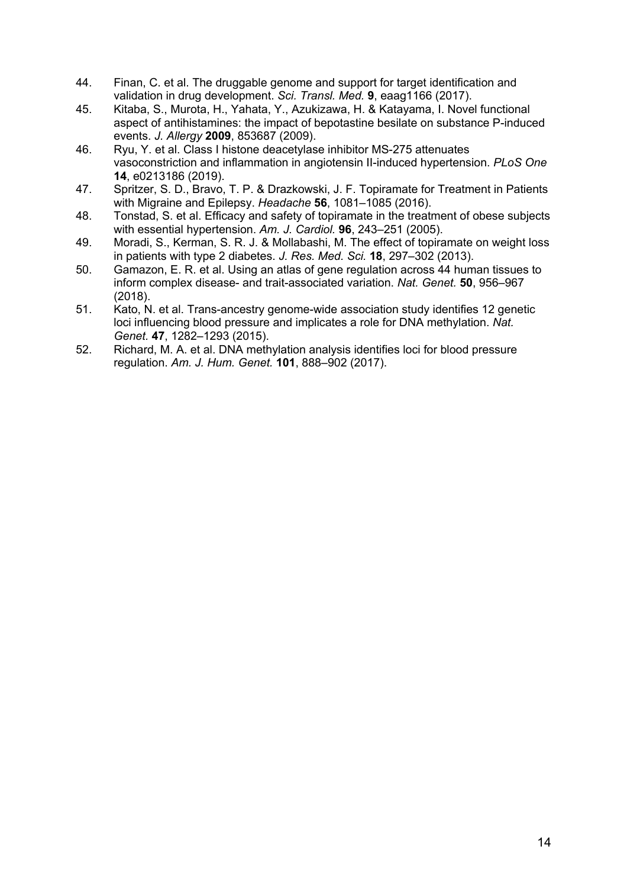44. Finan, C. et al. The druggable genome and support for target identification and validation in drug development. *Sci. Transl. Med.* **9**, eaag1166 (2017).
45. Kitaba, S., Murota, H., Yahata, Y., Azukizawa, H. & Katayama, I. Novel functional aspect of antihistamines: the impact of bepotastine besilate on substance P-induced events. *J. Allergy* **2009**, 853687 (2009).
46. Ryu, Y. et al. Class I histone deacetylase inhibitor MS-275 attenuates vasoconstriction and inflammation in angiotensin II-induced hypertension. *PLoS One* **14**, e0213186 (2019).
47. Spritzer, S. D., Bravo, T. P. & Drazkowski, J. F. Topiramate for Treatment in Patients with Migraine and Epilepsy. *Headache* **56**, 1081–1085 (2016).
48. Tonstad, S. et al. Efficacy and safety of topiramate in the treatment of obese subjects with essential hypertension. *Am. J. Cardiol.* **96**, 243–251 (2005).
49. Moradi, S., Kerman, S. R. J. & Mollabashi, M. The effect of topiramate on weight loss in patients with type 2 diabetes. *J. Res. Med. Sci.* **18**, 297–302 (2013).
50. Gamazon, E. R. et al. Using an atlas of gene regulation across 44 human tissues to inform complex disease- and trait-associated variation. *Nat. Genet.* **50**, 956–967 (2018).
51. Kato, N. et al. Trans-ancestry genome-wide association study identifies 12 genetic loci influencing blood pressure and implicates a role for DNA methylation. *Nat. Genet.* **47**, 1282–1293 (2015).
52. Richard, M. A. et al. DNA methylation analysis identifies loci for blood pressure regulation. *Am. J. Hum. Genet.* **101**, 888–902 (2017).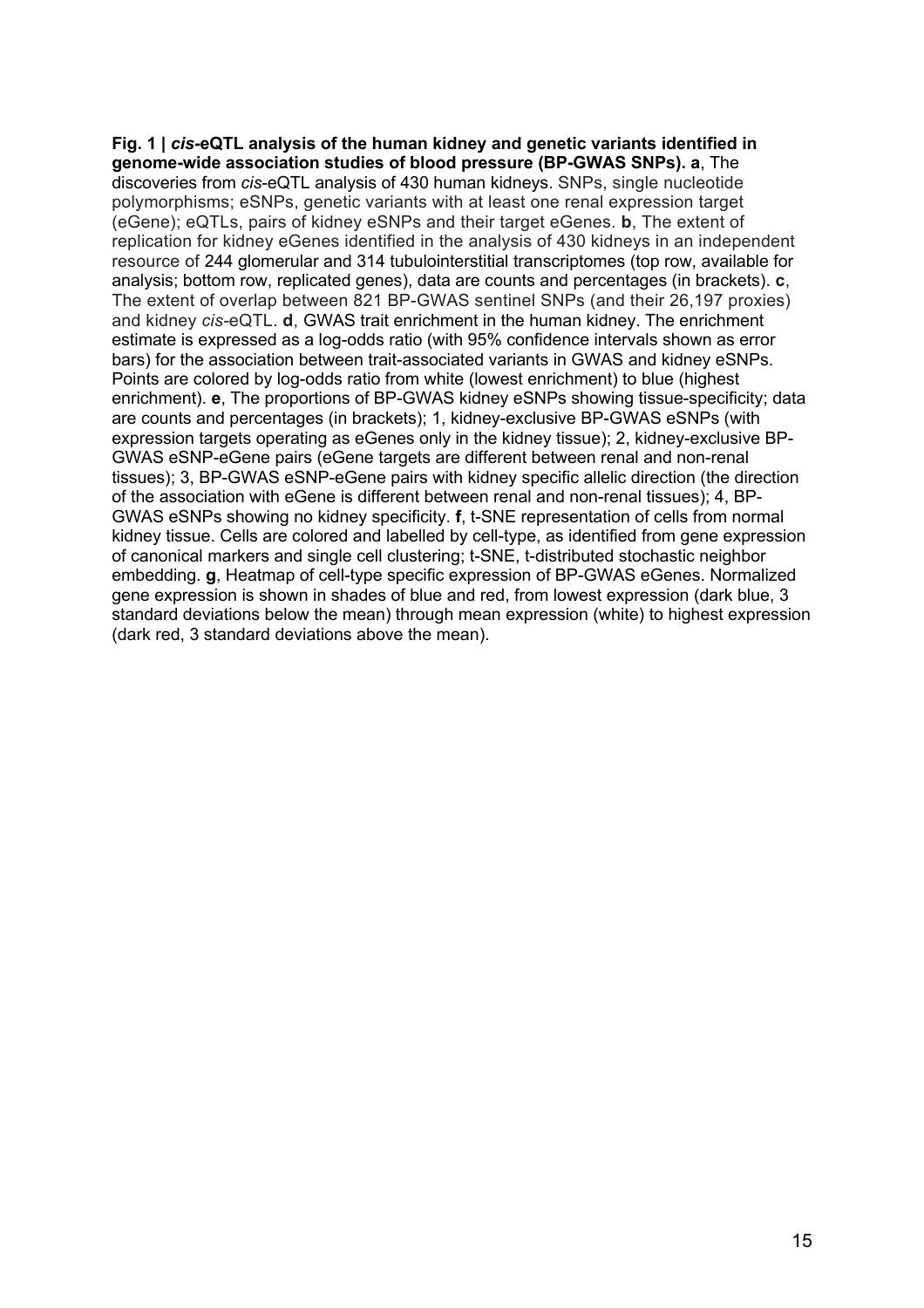**Fig. 1 | *cis*-eQTL analysis of the human kidney and genetic variants identified in genome-wide association studies of blood pressure (BP-GWAS SNPs). a**, The discoveries from *cis*-eQTL analysis of 430 human kidneys. SNPs, single nucleotide polymorphisms; eSNPs, genetic variants with at least one renal expression target (eGene); eQTLs, pairs of kidney eSNPs and their target eGenes. **b**, The extent of replication for kidney eGenes identified in the analysis of 430 kidneys in an independent resource of 244 glomerular and 314 tubulointerstitial transcriptomes (top row, available for analysis; bottom row, replicated genes), data are counts and percentages (in brackets). **c**, The extent of overlap between 821 BP-GWAS sentinel SNPs (and their 26,197 proxies) and kidney *cis*-eQTL. **d**, GWAS trait enrichment in the human kidney. The enrichment estimate is expressed as a log-odds ratio (with 95% confidence intervals shown as error bars) for the association between trait-associated variants in GWAS and kidney eSNPs. Points are colored by log-odds ratio from white (lowest enrichment) to blue (highest enrichment). **e**, The proportions of BP-GWAS kidney eSNPs showing tissue-specificity; data are counts and percentages (in brackets); 1, kidney-exclusive BP-GWAS eSNPs (with expression targets operating as eGenes only in the kidney tissue); 2, kidney-exclusive BP-GWAS eSNP-eGene pairs (eGene targets are different between renal and non-renal tissues); 3, BP-GWAS eSNP-eGene pairs with kidney specific allelic direction (the direction of the association with eGene is different between renal and non-renal tissues); 4, BP-GWAS eSNPs showing no kidney specificity. **f**, t-SNE representation of cells from normal kidney tissue. Cells are colored and labelled by cell-type, as identified from gene expression of canonical markers and single cell clustering; t-SNE, t-distributed stochastic neighbor embedding. **g**, Heatmap of cell-type specific expression of BP-GWAS eGenes. Normalized gene expression is shown in shades of blue and red, from lowest expression (dark blue, 3 standard deviations below the mean) through mean expression (white) to highest expression (dark red, 3 standard deviations above the mean).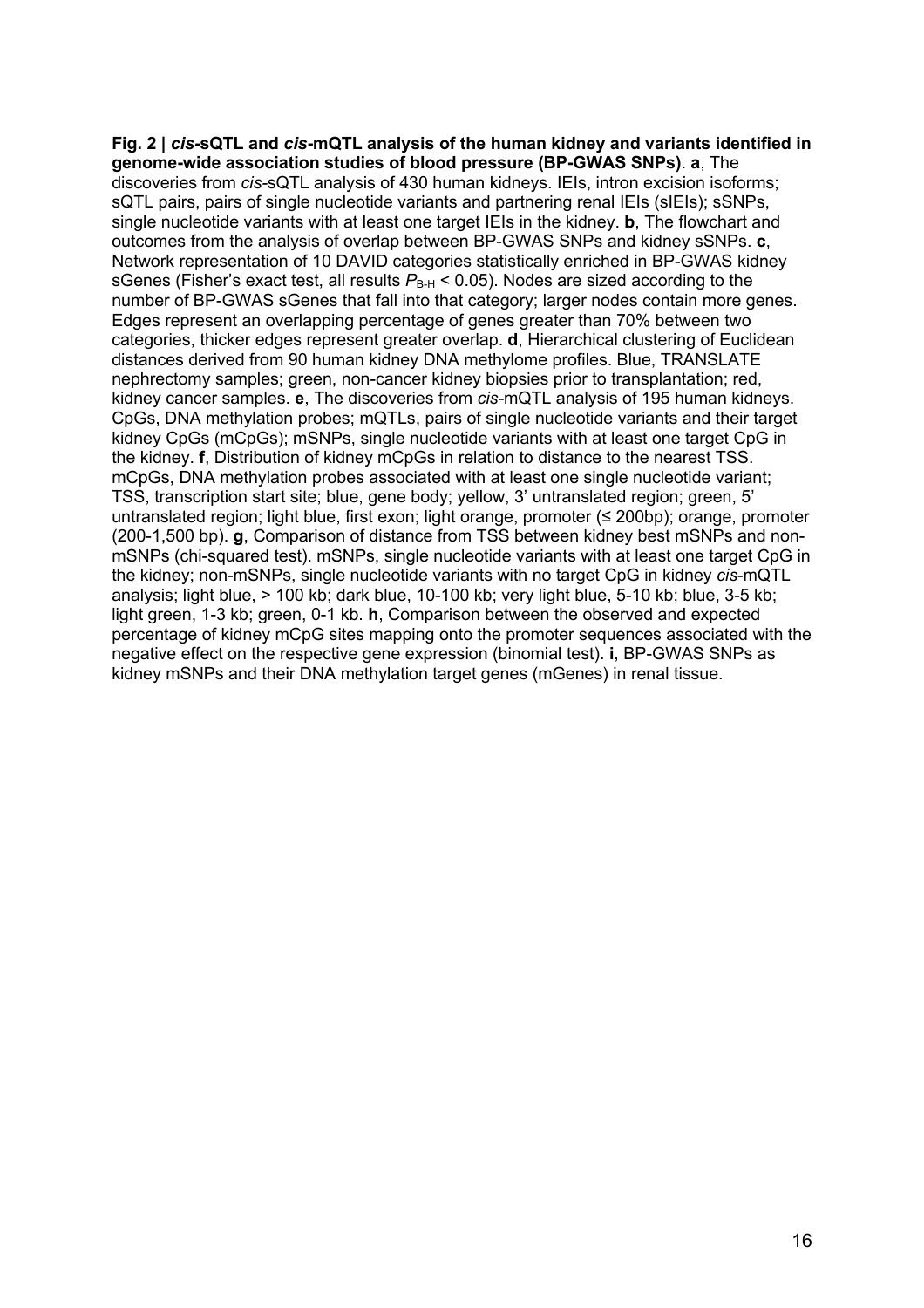**Fig. 2 | *cis*-sQTL and *cis*-mQTL analysis of the human kidney and variants identified in genome-wide association studies of blood pressure (BP-GWAS SNPs)**. **a**, The discoveries from *cis*-sQTL analysis of 430 human kidneys. IEIs, intron excision isoforms; sQTL pairs, pairs of single nucleotide variants and partnering renal IEIs (sIEIs); sSNPs, single nucleotide variants with at least one target IEIs in the kidney. **b**, The flowchart and outcomes from the analysis of overlap between BP-GWAS SNPs and kidney sSNPs. **c**, Network representation of 10 DAVID categories statistically enriched in BP-GWAS kidney sGenes (Fisher's exact test, all results $P_{B\text{-}H} < 0.05$). Nodes are sized according to the number of BP-GWAS sGenes that fall into that category; larger nodes contain more genes. Edges represent an overlapping percentage of genes greater than 70% between two categories, thicker edges represent greater overlap. **d**, Hierarchical clustering of Euclidean distances derived from 90 human kidney DNA methylome profiles. Blue, TRANSLATE nephrectomy samples; green, non-cancer kidney biopsies prior to transplantation; red, kidney cancer samples. **e**, The discoveries from *cis*-mQTL analysis of 195 human kidneys. CpGs, DNA methylation probes; mQTLs, pairs of single nucleotide variants and their target kidney CpGs (mCpGs); mSNPs, single nucleotide variants with at least one target CpG in the kidney. **f**, Distribution of kidney mCpGs in relation to distance to the nearest TSS. mCpGs, DNA methylation probes associated with at least one single nucleotide variant; TSS, transcription start site; blue, gene body; yellow, 3' untranslated region; green, 5' untranslated region; light blue, first exon; light orange, promoter (≤ 200bp); orange, promoter (200-1,500 bp). **g**, Comparison of distance from TSS between kidney best mSNPs and non-mSNPs (chi-squared test). mSNPs, single nucleotide variants with at least one target CpG in the kidney; non-mSNPs, single nucleotide variants with no target CpG in kidney *cis*-mQTL analysis; light blue, > 100 kb; dark blue, 10-100 kb; very light blue, 5-10 kb; blue, 3-5 kb; light green, 1-3 kb; green, 0-1 kb. **h**, Comparison between the observed and expected percentage of kidney mCpG sites mapping onto the promoter sequences associated with the negative effect on the respective gene expression (binomial test). **i**, BP-GWAS SNPs as kidney mSNPs and their DNA methylation target genes (mGenes) in renal tissue.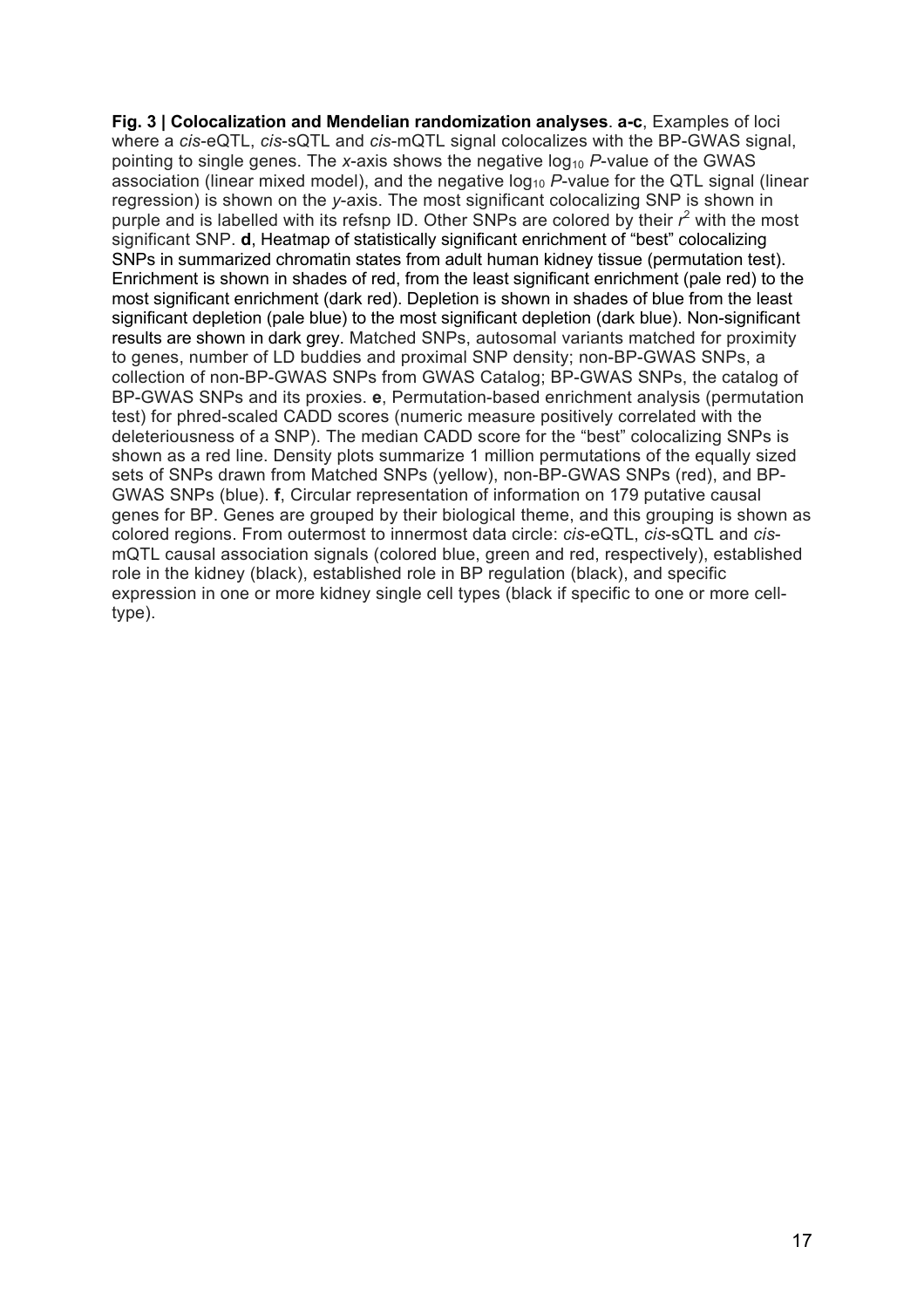**Fig. 3 | Colocalization and Mendelian randomization analyses**. **a-c**, Examples of loci where a *cis*-eQTL, *cis*-sQTL and *cis*-mQTL signal colocalizes with the BP-GWAS signal, pointing to single genes. The *x*-axis shows the negative $\log_{10}$ *P*-value of the GWAS association (linear mixed model), and the negative $\log_{10}$ *P*-value for the QTL signal (linear regression) is shown on the *y*-axis. The most significant colocalizing SNP is shown in purple and is labelled with its refsnp ID. Other SNPs are colored by their $r^2$ with the most significant SNP. **d**, Heatmap of statistically significant enrichment of "best" colocalizing SNPs in summarized chromatin states from adult human kidney tissue (permutation test). Enrichment is shown in shades of red, from the least significant enrichment (pale red) to the most significant enrichment (dark red). Depletion is shown in shades of blue from the least significant depletion (pale blue) to the most significant depletion (dark blue). Non-significant results are shown in dark grey. Matched SNPs, autosomal variants matched for proximity to genes, number of LD buddies and proximal SNP density; non-BP-GWAS SNPs, a collection of non-BP-GWAS SNPs from GWAS Catalog; BP-GWAS SNPs, the catalog of BP-GWAS SNPs and its proxies. **e**, Permutation-based enrichment analysis (permutation test) for phred-scaled CADD scores (numeric measure positively correlated with the deleteriousness of a SNP). The median CADD score for the "best" colocalizing SNPs is shown as a red line. Density plots summarize 1 million permutations of the equally sized sets of SNPs drawn from Matched SNPs (yellow), non-BP-GWAS SNPs (red), and BP-GWAS SNPs (blue). **f**, Circular representation of information on 179 putative causal genes for BP. Genes are grouped by their biological theme, and this grouping is shown as colored regions. From outermost to innermost data circle: *cis*-eQTL, *cis*-sQTL and *cis*-mQTL causal association signals (colored blue, green and red, respectively), established role in the kidney (black), established role in BP regulation (black), and specific expression in one or more kidney single cell types (black if specific to one or more cell-type).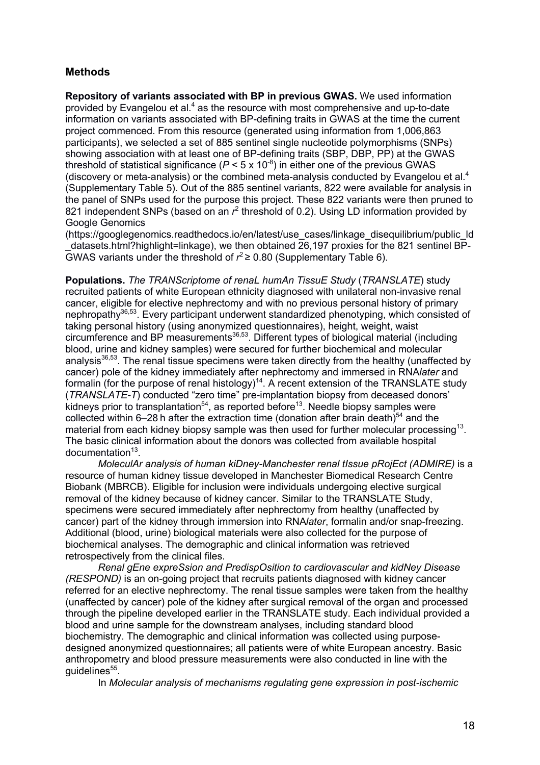## Methods

**Repository of variants associated with BP in previous GWAS.** We used information provided by Evangelou et al.[4] as the resource with most comprehensive and up-to-date information on variants associated with BP-defining traits in GWAS at the time the current project commenced. From this resource (generated using information from 1,006,863 participants), we selected a set of 885 sentinel single nucleotide polymorphisms (SNPs) showing association with at least one of BP-defining traits (SBP, DBP, PP) at the GWAS threshold of statistical significance ($P < 5 \times 10^{-8}$) in either one of the previous GWAS (discovery or meta-analysis) or the combined meta-analysis conducted by Evangelou et al.[4] (Supplementary Table 5). Out of the 885 sentinel variants, 822 were available for analysis in the panel of SNPs used for the purpose this project. These 822 variants were then pruned to 821 independent SNPs (based on an $r^2$ threshold of 0.2). Using LD information provided by Google Genomics (https://googlegenomics.readthedocs.io/en/latest/use_cases/linkage_disequilibrium/public_ld_datasets.html?highlight=linkage), we then obtained 26,197 proxies for the 821 sentinel BP-GWAS variants under the threshold of $r^2 \geq 0.80$ (Supplementary Table 6).

**Populations.** *The TRANScriptome of renaL humAn TissuE Study* (*TRANSLATE*) study recruited patients of white European ethnicity diagnosed with unilateral non-invasive renal cancer, eligible for elective nephrectomy and with no previous personal history of primary nephropathy[36,53]. Every participant underwent standardized phenotyping, which consisted of taking personal history (using anonymized questionnaires), height, weight, waist circumference and BP measurements[36,53]. Different types of biological material (including blood, urine and kidney samples) were secured for further biochemical and molecular analysis[36,53]. The renal tissue specimens were taken directly from the healthy (unaffected by cancer) pole of the kidney immediately after nephrectomy and immersed in RNA*later* and formalin (for the purpose of renal histology)[14]. A recent extension of the TRANSLATE study (*TRANSLATE-T*) conducted "zero time" pre-implantation biopsy from deceased donors' kidneys prior to transplantation[54], as reported before[13]. Needle biopsy samples were collected within 6–28 h after the extraction time (donation after brain death)[54] and the material from each kidney biopsy sample was then used for further molecular processing[13]. The basic clinical information about the donors was collected from available hospital documentation[13].

*MoleculAr analysis of human kiDney-Manchester renal tIssue pRojEct (ADMIRE)* is a resource of human kidney tissue developed in Manchester Biomedical Research Centre Biobank (MBRCB). Eligible for inclusion were individuals undergoing elective surgical removal of the kidney because of kidney cancer. Similar to the TRANSLATE Study, specimens were secured immediately after nephrectomy from healthy (unaffected by cancer) part of the kidney through immersion into RNA*later*, formalin and/or snap-freezing. Additional (blood, urine) biological materials were also collected for the purpose of biochemical analyses. The demographic and clinical information was retrieved retrospectively from the clinical files.

*Renal gEne expreSsion and PredispOsition to cardiovascular and kidNey Disease (RESPOND)* is an on-going project that recruits patients diagnosed with kidney cancer referred for an elective nephrectomy. The renal tissue samples were taken from the healthy (unaffected by cancer) pole of the kidney after surgical removal of the organ and processed through the pipeline developed earlier in the TRANSLATE study. Each individual provided a blood and urine sample for the downstream analyses, including standard blood biochemistry. The demographic and clinical information was collected using purpose-designed anonymized questionnaires; all patients were of white European ancestry. Basic anthropometry and blood pressure measurements were also conducted in line with the guidelines[55].

In *Molecular analysis of mechanisms regulating gene expression in post-ischemic*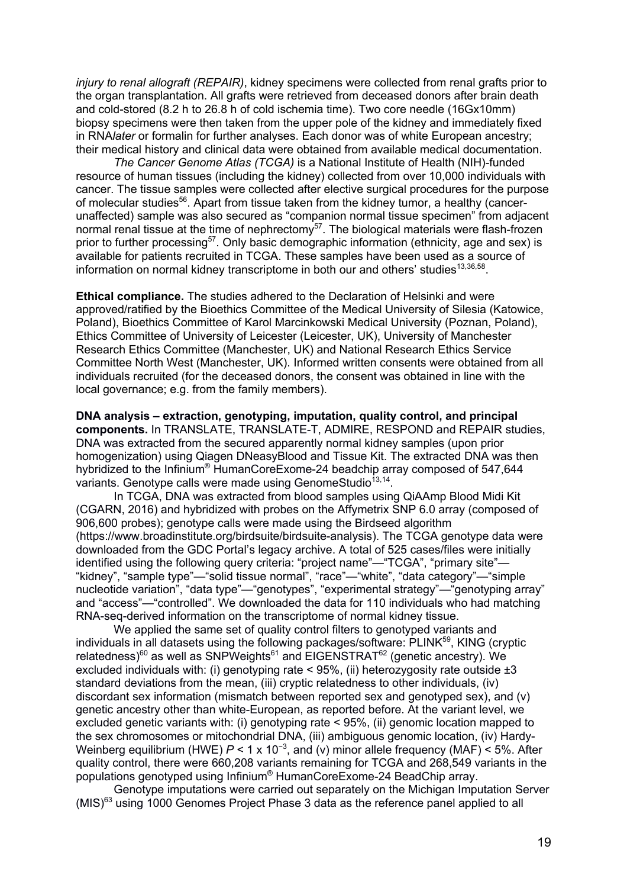*injury to renal allograft (REPAIR)*, kidney specimens were collected from renal grafts prior to the organ transplantation. All grafts were retrieved from deceased donors after brain death and cold-stored (8.2 h to 26.8 h of cold ischemia time). Two core needle (16Gx10mm) biopsy specimens were then taken from the upper pole of the kidney and immediately fixed in RNA*later* or formalin for further analyses. Each donor was of white European ancestry; their medical history and clinical data were obtained from available medical documentation.

*The Cancer Genome Atlas (TCGA)* is a National Institute of Health (NIH)-funded resource of human tissues (including the kidney) collected from over 10,000 individuals with cancer. The tissue samples were collected after elective surgical procedures for the purpose of molecular studies[56]. Apart from tissue taken from the kidney tumor, a healthy (cancer-unaffected) sample was also secured as "companion normal tissue specimen" from adjacent normal renal tissue at the time of nephrectomy[57]. The biological materials were flash-frozen prior to further processing[57]. Only basic demographic information (ethnicity, age and sex) is available for patients recruited in TCGA. These samples have been used as a source of information on normal kidney transcriptome in both our and others' studies[13,36,58].

**Ethical compliance.** The studies adhered to the Declaration of Helsinki and were approved/ratified by the Bioethics Committee of the Medical University of Silesia (Katowice, Poland), Bioethics Committee of Karol Marcinkowski Medical University (Poznan, Poland), Ethics Committee of University of Leicester (Leicester, UK), University of Manchester Research Ethics Committee (Manchester, UK) and National Research Ethics Service Committee North West (Manchester, UK). Informed written consents were obtained from all individuals recruited (for the deceased donors, the consent was obtained in line with the local governance; e.g. from the family members).

**DNA analysis – extraction, genotyping, imputation, quality control, and principal components.** In TRANSLATE, TRANSLATE-T, ADMIRE, RESPOND and REPAIR studies, DNA was extracted from the secured apparently normal kidney samples (upon prior homogenization) using Qiagen DNeasyBlood and Tissue Kit. The extracted DNA was then hybridized to the Infinium® HumanCoreExome-24 beadchip array composed of 547,644 variants. Genotype calls were made using GenomeStudio[13,14].

In TCGA, DNA was extracted from blood samples using QiAAmp Blood Midi Kit (CGARN, 2016) and hybridized with probes on the Affymetrix SNP 6.0 array (composed of 906,600 probes); genotype calls were made using the Birdseed algorithm (https://www.broadinstitute.org/birdsuite/birdsuite-analysis). The TCGA genotype data were downloaded from the GDC Portal's legacy archive. A total of 525 cases/files were initially identified using the following query criteria: "project name"—"TCGA", "primary site"—"kidney", "sample type"—"solid tissue normal", "race"—"white", "data category"—"simple nucleotide variation", "data type"—"genotypes", "experimental strategy"—"genotyping array" and "access"—"controlled". We downloaded the data for 110 individuals who had matching RNA-seq-derived information on the transcriptome of normal kidney tissue.

We applied the same set of quality control filters to genotyped variants and individuals in all datasets using the following packages/software: PLINK[59], KING (cryptic relatedness)[60] as well as SNPWeights[61] and EIGENSTRAT[62] (genetic ancestry). We excluded individuals with: (i) genotyping rate < 95%, (ii) heterozygosity rate outside ±3 standard deviations from the mean, (iii) cryptic relatedness to other individuals, (iv) discordant sex information (mismatch between reported sex and genotyped sex), and (v) genetic ancestry other than white-European, as reported before. At the variant level, we excluded genetic variants with: (i) genotyping rate < 95%, (ii) genomic location mapped to the sex chromosomes or mitochondrial DNA, (iii) ambiguous genomic location, (iv) Hardy-Weinberg equilibrium (HWE) $P < 1 \times 10^{-3}$, and (v) minor allele frequency (MAF) < 5%. After quality control, there were 660,208 variants remaining for TCGA and 268,549 variants in the populations genotyped using Infinium® HumanCoreExome-24 BeadChip array.

Genotype imputations were carried out separately on the Michigan Imputation Server (MIS)[63] using 1000 Genomes Project Phase 3 data as the reference panel applied to all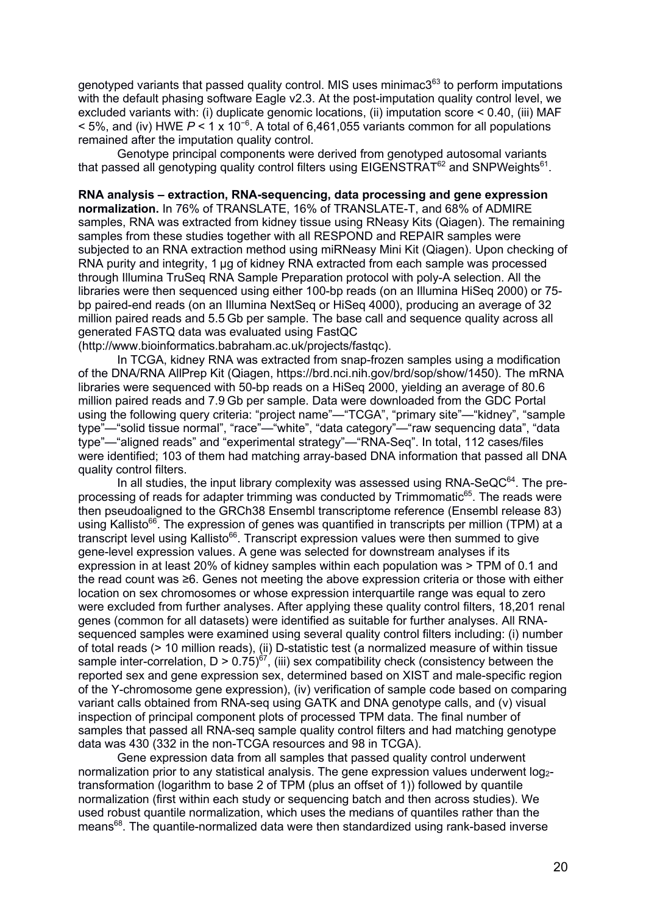genotyped variants that passed quality control. MIS uses minimac3[63] to perform imputations with the default phasing software Eagle v2.3. At the post-imputation quality control level, we excluded variants with: (i) duplicate genomic locations, (ii) imputation score < 0.40, (iii) MAF < 5%, and (iv) HWE $P < 1 \times 10^{-6}$. A total of 6,461,055 variants common for all populations remained after the imputation quality control.

Genotype principal components were derived from genotyped autosomal variants that passed all genotyping quality control filters using EIGENSTRAT[62] and SNPWeights[61].

**RNA analysis – extraction, RNA-sequencing, data processing and gene expression normalization.** In 76% of TRANSLATE, 16% of TRANSLATE-T, and 68% of ADMIRE samples, RNA was extracted from kidney tissue using RNeasy Kits (Qiagen). The remaining samples from these studies together with all RESPOND and REPAIR samples were subjected to an RNA extraction method using miRNeasy Mini Kit (Qiagen). Upon checking of RNA purity and integrity, 1 µg of kidney RNA extracted from each sample was processed through Illumina TruSeq RNA Sample Preparation protocol with poly-A selection. All the libraries were then sequenced using either 100-bp reads (on an Illumina HiSeq 2000) or 75-bp paired-end reads (on an Illumina NextSeq or HiSeq 4000), producing an average of 32 million paired reads and 5.5 Gb per sample. The base call and sequence quality across all generated FASTQ data was evaluated using FastQC (http://www.bioinformatics.babraham.ac.uk/projects/fastqc).

In TCGA, kidney RNA was extracted from snap-frozen samples using a modification of the DNA/RNA AllPrep Kit (Qiagen, https://brd.nci.nih.gov/brd/sop/show/1450). The mRNA libraries were sequenced with 50-bp reads on a HiSeq 2000, yielding an average of 80.6 million paired reads and 7.9 Gb per sample. Data were downloaded from the GDC Portal using the following query criteria: "project name"—"TCGA", "primary site"—"kidney", "sample type"—"solid tissue normal", "race"—"white", "data category"—"raw sequencing data", "data type"—"aligned reads" and "experimental strategy"—"RNA-Seq". In total, 112 cases/files were identified; 103 of them had matching array-based DNA information that passed all DNA quality control filters.

In all studies, the input library complexity was assessed using RNA-SeQC[64]. The pre-processing of reads for adapter trimming was conducted by Trimmomatic[65]. The reads were then pseudoaligned to the GRCh38 Ensembl transcriptome reference (Ensembl release 83) using Kallisto[66]. The expression of genes was quantified in transcripts per million (TPM) at a transcript level using Kallisto[66]. Transcript expression values were then summed to give gene-level expression values. A gene was selected for downstream analyses if its expression in at least 20% of kidney samples within each population was > TPM of 0.1 and the read count was ≥6. Genes not meeting the above expression criteria or those with either location on sex chromosomes or whose expression interquartile range was equal to zero were excluded from further analyses. After applying these quality control filters, 18,201 renal genes (common for all datasets) were identified as suitable for further analyses. All RNA-sequenced samples were examined using several quality control filters including: (i) number of total reads (> 10 million reads), (ii) D-statistic test (a normalized measure of within tissue sample inter-correlation, $D > 0.75$)[67], (iii) sex compatibility check (consistency between the reported sex and gene expression sex, determined based on XIST and male-specific region of the Y-chromosome gene expression), (iv) verification of sample code based on comparing variant calls obtained from RNA-seq using GATK and DNA genotype calls, and (v) visual inspection of principal component plots of processed TPM data. The final number of samples that passed all RNA-seq sample quality control filters and had matching genotype data was 430 (332 in the non-TCGA resources and 98 in TCGA).

Gene expression data from all samples that passed quality control underwent normalization prior to any statistical analysis. The gene expression values underwent $\log_2$-transformation (logarithm to base 2 of TPM (plus an offset of 1)) followed by quantile normalization (first within each study or sequencing batch and then across studies). We used robust quantile normalization, which uses the medians of quantiles rather than the means[68]. The quantile-normalized data were then standardized using rank-based inverse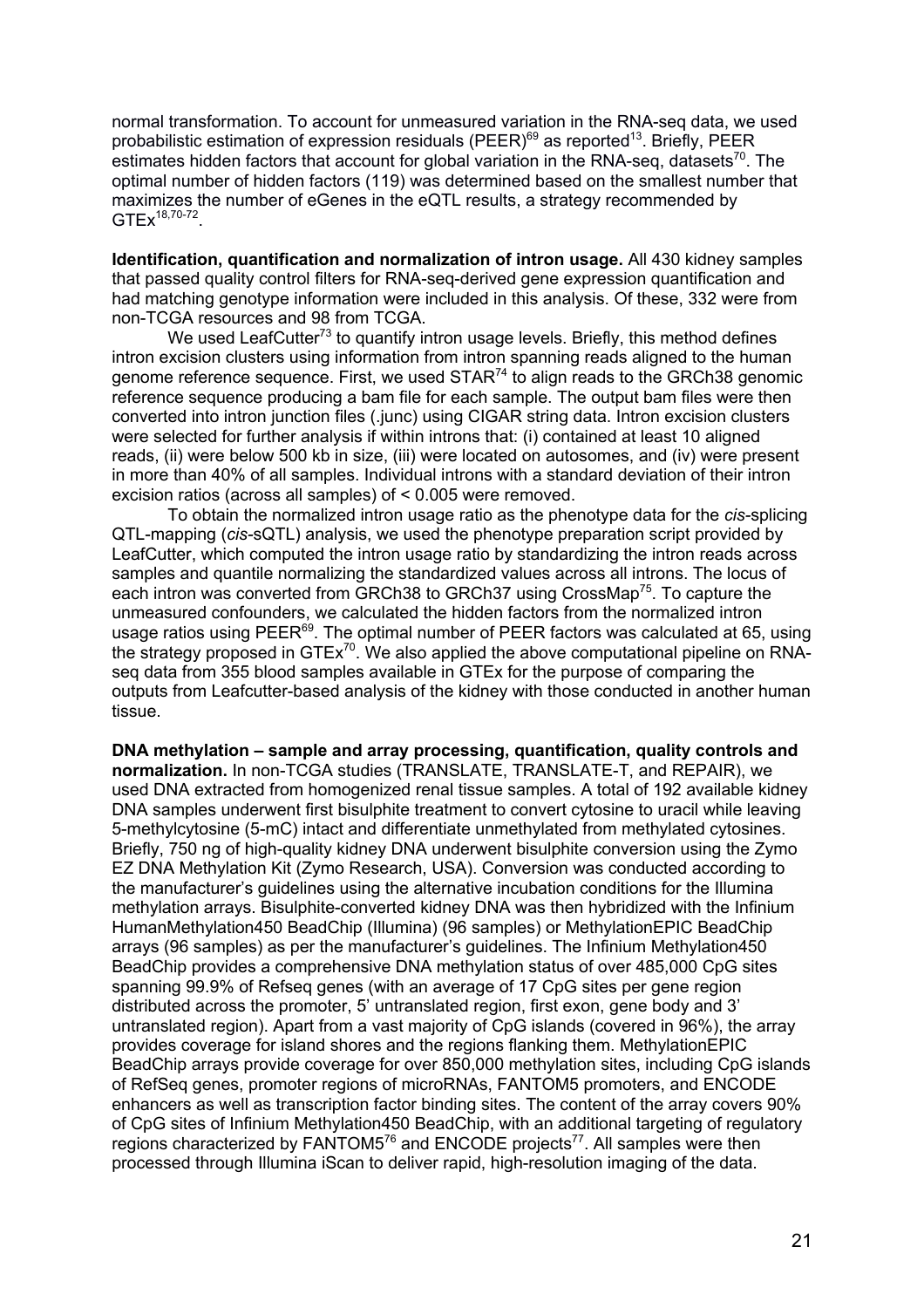normal transformation. To account for unmeasured variation in the RNA-seq data, we used probabilistic estimation of expression residuals (PEER)[69] as reported[13]. Briefly, PEER estimates hidden factors that account for global variation in the RNA-seq, datasets[70]. The optimal number of hidden factors (119) was determined based on the smallest number that maximizes the number of eGenes in the eQTL results, a strategy recommended by GTEx[18,70-72].

**Identification, quantification and normalization of intron usage.** All 430 kidney samples that passed quality control filters for RNA-seq-derived gene expression quantification and had matching genotype information were included in this analysis. Of these, 332 were from non-TCGA resources and 98 from TCGA.

We used LeafCutter[73] to quantify intron usage levels. Briefly, this method defines intron excision clusters using information from intron spanning reads aligned to the human genome reference sequence. First, we used STAR[74] to align reads to the GRCh38 genomic reference sequence producing a bam file for each sample. The output bam files were then converted into intron junction files (.junc) using CIGAR string data. Intron excision clusters were selected for further analysis if within introns that: (i) contained at least 10 aligned reads, (ii) were below 500 kb in size, (iii) were located on autosomes, and (iv) were present in more than 40% of all samples. Individual introns with a standard deviation of their intron excision ratios (across all samples) of < 0.005 were removed.

To obtain the normalized intron usage ratio as the phenotype data for the *cis*-splicing QTL-mapping (*cis*-sQTL) analysis, we used the phenotype preparation script provided by LeafCutter, which computed the intron usage ratio by standardizing the intron reads across samples and quantile normalizing the standardized values across all introns. The locus of each intron was converted from GRCh38 to GRCh37 using CrossMap[75]. To capture the unmeasured confounders, we calculated the hidden factors from the normalized intron usage ratios using PEER[69]. The optimal number of PEER factors was calculated at 65, using the strategy proposed in GTEx[70]. We also applied the above computational pipeline on RNA-seq data from 355 blood samples available in GTEx for the purpose of comparing the outputs from Leafcutter-based analysis of the kidney with those conducted in another human tissue.

**DNA methylation – sample and array processing, quantification, quality controls and normalization.** In non-TCGA studies (TRANSLATE, TRANSLATE-T, and REPAIR), we used DNA extracted from homogenized renal tissue samples. A total of 192 available kidney DNA samples underwent first bisulphite treatment to convert cytosine to uracil while leaving 5-methylcytosine (5-mC) intact and differentiate unmethylated from methylated cytosines. Briefly, 750 ng of high-quality kidney DNA underwent bisulphite conversion using the Zymo EZ DNA Methylation Kit (Zymo Research, USA). Conversion was conducted according to the manufacturer's guidelines using the alternative incubation conditions for the Illumina methylation arrays. Bisulphite-converted kidney DNA was then hybridized with the Infinium HumanMethylation450 BeadChip (Illumina) (96 samples) or MethylationEPIC BeadChip arrays (96 samples) as per the manufacturer's guidelines. The Infinium Methylation450 BeadChip provides a comprehensive DNA methylation status of over 485,000 CpG sites spanning 99.9% of Refseq genes (with an average of 17 CpG sites per gene region distributed across the promoter, 5' untranslated region, first exon, gene body and 3' untranslated region). Apart from a vast majority of CpG islands (covered in 96%), the array provides coverage for island shores and the regions flanking them. MethylationEPIC BeadChip arrays provide coverage for over 850,000 methylation sites, including CpG islands of RefSeq genes, promoter regions of microRNAs, FANTOM5 promoters, and ENCODE enhancers as well as transcription factor binding sites. The content of the array covers 90% of CpG sites of Infinium Methylation450 BeadChip, with an additional targeting of regulatory regions characterized by FANTOM5[76] and ENCODE projects[77]. All samples were then processed through Illumina iScan to deliver rapid, high-resolution imaging of the data.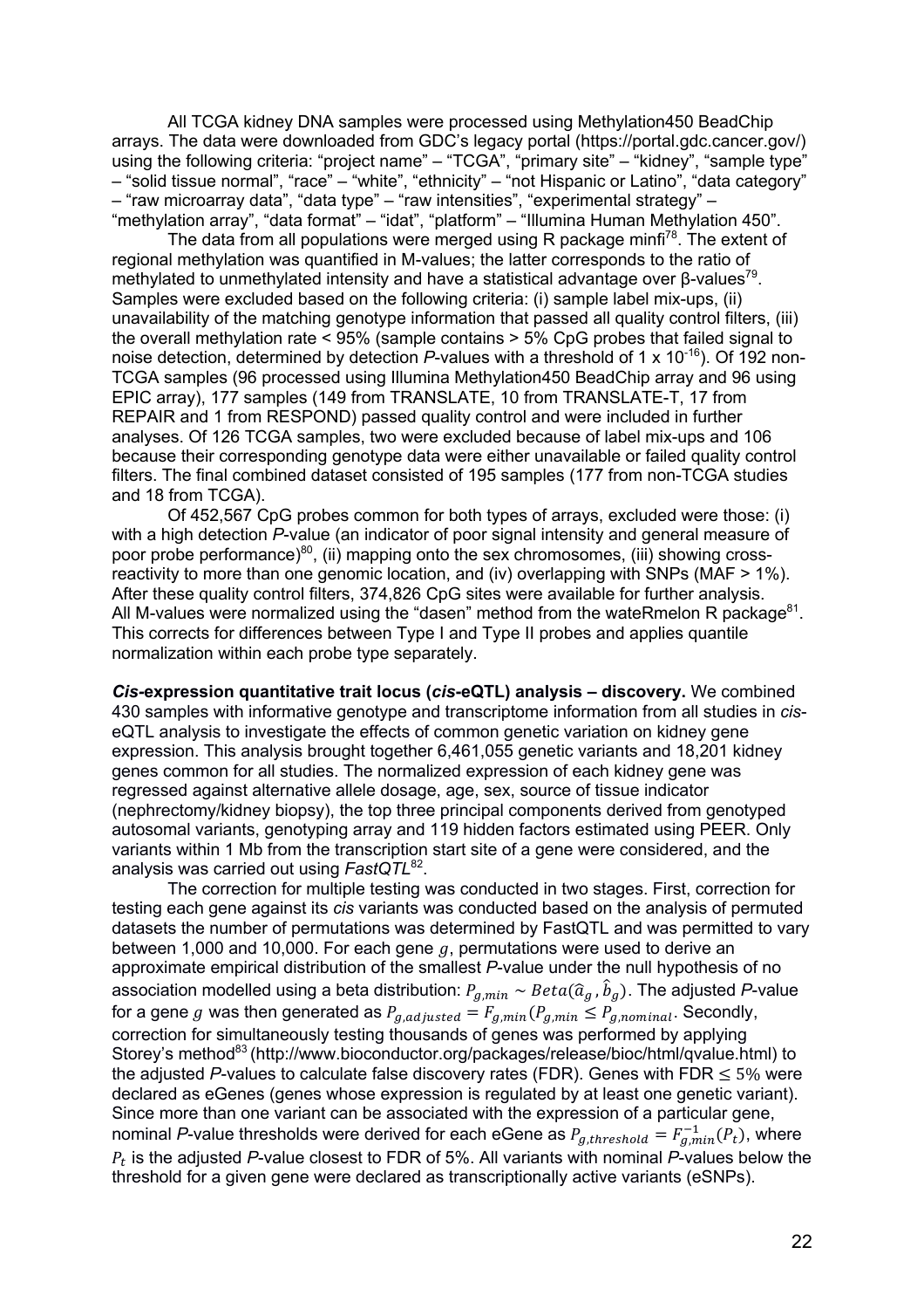All TCGA kidney DNA samples were processed using Methylation450 BeadChip arrays. The data were downloaded from GDC's legacy portal (https://portal.gdc.cancer.gov/) using the following criteria: "project name" – "TCGA", "primary site" – "kidney", "sample type" – "solid tissue normal", "race" – "white", "ethnicity" – "not Hispanic or Latino", "data category" – "raw microarray data", "data type" – "raw intensities", "experimental strategy" – "methylation array", "data format" – "idat", "platform" – "Illumina Human Methylation 450".

The data from all populations were merged using R package minfi[78]. The extent of regional methylation was quantified in M-values; the latter corresponds to the ratio of methylated to unmethylated intensity and have a statistical advantage over β-values[79]. Samples were excluded based on the following criteria: (i) sample label mix-ups, (ii) unavailability of the matching genotype information that passed all quality control filters, (iii) the overall methylation rate < 95% (sample contains > 5% CpG probes that failed signal to noise detection, determined by detection *P*-values with a threshold of $1 \times 10^{-16}$). Of 192 non-TCGA samples (96 processed using Illumina Methylation450 BeadChip array and 96 using EPIC array), 177 samples (149 from TRANSLATE, 10 from TRANSLATE-T, 17 from REPAIR and 1 from RESPOND) passed quality control and were included in further analyses. Of 126 TCGA samples, two were excluded because of label mix-ups and 106 because their corresponding genotype data were either unavailable or failed quality control filters. The final combined dataset consisted of 195 samples (177 from non-TCGA studies and 18 from TCGA).

Of 452,567 CpG probes common for both types of arrays, excluded were those: (i) with a high detection *P*-value (an indicator of poor signal intensity and general measure of poor probe performance)[80], (ii) mapping onto the sex chromosomes, (iii) showing cross-reactivity to more than one genomic location, and (iv) overlapping with SNPs (MAF > 1%). After these quality control filters, 374,826 CpG sites were available for further analysis. All M-values were normalized using the "dasen" method from the wateRmelon R package[81]. This corrects for differences between Type I and Type II probes and applies quantile normalization within each probe type separately.

***Cis*-expression quantitative trait locus (*cis*-eQTL) analysis – discovery.** We combined 430 samples with informative genotype and transcriptome information from all studies in *cis*-eQTL analysis to investigate the effects of common genetic variation on kidney gene expression. This analysis brought together 6,461,055 genetic variants and 18,201 kidney genes common for all studies. The normalized expression of each kidney gene was regressed against alternative allele dosage, age, sex, source of tissue indicator (nephrectomy/kidney biopsy), the top three principal components derived from genotyped autosomal variants, genotyping array and 119 hidden factors estimated using PEER. Only variants within 1 Mb from the transcription start site of a gene were considered, and the analysis was carried out using *FastQTL*[82].

The correction for multiple testing was conducted in two stages. First, correction for testing each gene against its *cis* variants was conducted based on the analysis of permuted datasets the number of permutations was determined by FastQTL and was permitted to vary between 1,000 and 10,000. For each gene $g$, permutations were used to derive an approximate empirical distribution of the smallest *P*-value under the null hypothesis of no association modelled using a beta distribution: $P_{g,min} \sim Beta(\hat{a}_g, \hat{b}_g)$. The adjusted *P*-value for a gene $g$ was then generated as $P_{g,adjusted} = F_{g,min}(P_{g,min} \leq P_{g,nominal}$. Secondly, correction for simultaneously testing thousands of genes was performed by applying Storey's method[83] (http://www.bioconductor.org/packages/release/bioc/html/qvalue.html) to the adjusted *P*-values to calculate false discovery rates (FDR). Genes with FDR $\leq 5\%$ were declared as eGenes (genes whose expression is regulated by at least one genetic variant). Since more than one variant can be associated with the expression of a particular gene, nominal *P*-value thresholds were derived for each eGene as $P_{g,threshold} = F_{g,min}^{-1}(P_t)$, where $P_t$ is the adjusted *P*-value closest to FDR of 5%. All variants with nominal *P*-values below the threshold for a given gene were declared as transcriptionally active variants (eSNPs).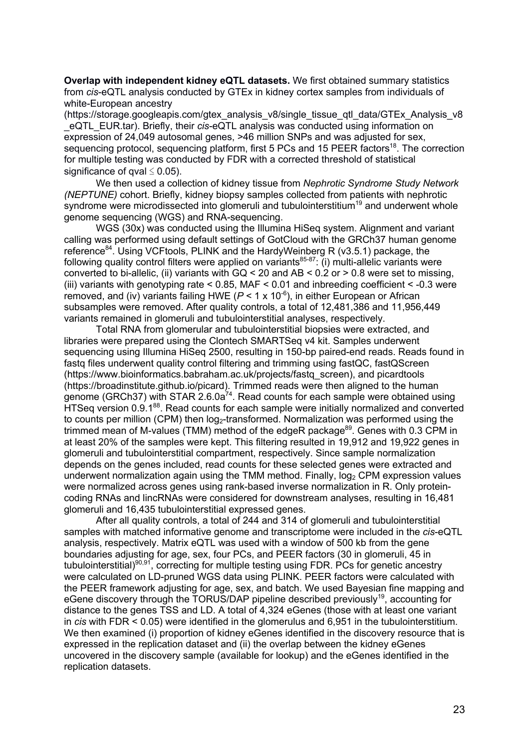**Overlap with independent kidney eQTL datasets.** We first obtained summary statistics from *cis*-eQTL analysis conducted by GTEx in kidney cortex samples from individuals of white-European ancestry (https://storage.googleapis.com/gtex_analysis_v8/single_tissue_qtl_data/GTEx_Analysis_v8_eQTL_EUR.tar). Briefly, their *cis*-eQTL analysis was conducted using information on expression of 24,049 autosomal genes, >46 million SNPs and was adjusted for sex, sequencing protocol, sequencing platform, first 5 PCs and 15 PEER factors[18]. The correction for multiple testing was conducted by FDR with a corrected threshold of statistical significance of qval ≤ 0.05).

We then used a collection of kidney tissue from *Nephrotic Syndrome Study Network (NEPTUNE)* cohort. Briefly, kidney biopsy samples collected from patients with nephrotic syndrome were microdissected into glomeruli and tubulointerstitium[19] and underwent whole genome sequencing (WGS) and RNA-sequencing.

WGS (30x) was conducted using the Illumina HiSeq system. Alignment and variant calling was performed using default settings of GotCloud with the GRCh37 human genome reference[84]. Using VCFtools, PLINK and the HardyWeinberg R (v3.5.1) package, the following quality control filters were applied on variants[85-87]: (i) multi-allelic variants were converted to bi-allelic, (ii) variants with GQ < 20 and AB < 0.2 or > 0.8 were set to missing, (iii) variants with genotyping rate < 0.85, MAF < 0.01 and inbreeding coefficient < -0.3 were removed, and (iv) variants failing HWE ($P < 1 \times 10^{-6}$), in either European or African subsamples were removed. After quality controls, a total of 12,481,386 and 11,956,449 variants remained in glomeruli and tubulointerstitial analyses, respectively.

Total RNA from glomerular and tubulointerstitial biopsies were extracted, and libraries were prepared using the Clontech SMARTSeq v4 kit. Samples underwent sequencing using Illumina HiSeq 2500, resulting in 150-bp paired-end reads. Reads found in fastq files underwent quality control filtering and trimming using fastQC, fastQScreen (https://www.bioinformatics.babraham.ac.uk/projects/fastq_screen), and picardtools (https://broadinstitute.github.io/picard). Trimmed reads were then aligned to the human genome (GRCh37) with STAR 2.6.0a[74]. Read counts for each sample were obtained using HTSeq version 0.9.1[88]. Read counts for each sample were initially normalized and converted to counts per million (CPM) then $\log_2$-transformed. Normalization was performed using the trimmed mean of M-values (TMM) method of the edgeR package[89]. Genes with 0.3 CPM in at least 20% of the samples were kept. This filtering resulted in 19,912 and 19,922 genes in glomeruli and tubulointerstitial compartment, respectively. Since sample normalization depends on the genes included, read counts for these selected genes were extracted and underwent normalization again using the TMM method. Finally, $\log_2$ CPM expression values were normalized across genes using rank-based inverse normalization in R. Only protein-coding RNAs and lincRNAs were considered for downstream analyses, resulting in 16,481 glomeruli and 16,435 tubulointerstitial expressed genes.

After all quality controls, a total of 244 and 314 of glomeruli and tubulointerstitial samples with matched informative genome and transcriptome were included in the *cis*-eQTL analysis, respectively. Matrix eQTL was used with a window of 500 kb from the gene boundaries adjusting for age, sex, four PCs, and PEER factors (30 in glomeruli, 45 in tubulointerstitial)[90,91], correcting for multiple testing using FDR. PCs for genetic ancestry were calculated on LD-pruned WGS data using PLINK. PEER factors were calculated with the PEER framework adjusting for age, sex, and batch. We used Bayesian fine mapping and eGene discovery through the TORUS/DAP pipeline described previously[19], accounting for distance to the genes TSS and LD. A total of 4,324 eGenes (those with at least one variant in *cis* with FDR < 0.05) were identified in the glomerulus and 6,951 in the tubulointerstitium. We then examined (i) proportion of kidney eGenes identified in the discovery resource that is expressed in the replication dataset and (ii) the overlap between the kidney eGenes uncovered in the discovery sample (available for lookup) and the eGenes identified in the replication datasets.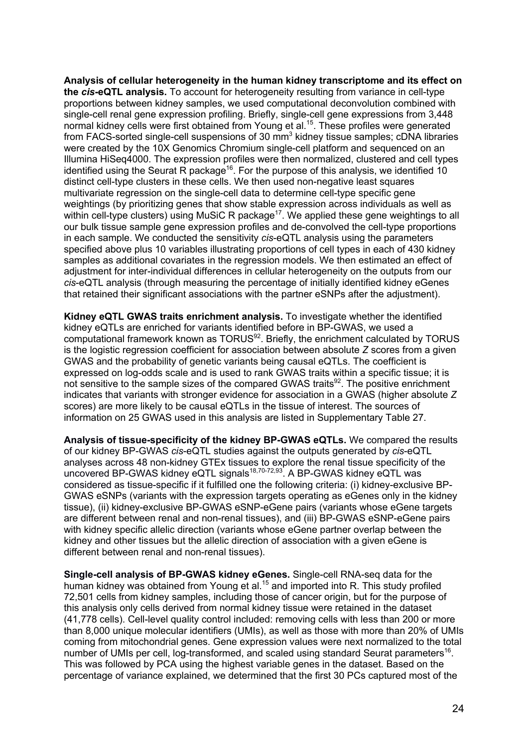**Analysis of cellular heterogeneity in the human kidney transcriptome and its effect on the *cis*-eQTL analysis.** To account for heterogeneity resulting from variance in cell-type proportions between kidney samples, we used computational deconvolution combined with single-cell renal gene expression profiling. Briefly, single-cell gene expressions from 3,448 normal kidney cells were first obtained from Young et al.[15]. These profiles were generated from FACS-sorted single-cell suspensions of 30 mm$^3$ kidney tissue samples; cDNA libraries were created by the 10X Genomics Chromium single-cell platform and sequenced on an Illumina HiSeq4000. The expression profiles were then normalized, clustered and cell types identified using the Seurat R package[16]. For the purpose of this analysis, we identified 10 distinct cell-type clusters in these cells. We then used non-negative least squares multivariate regression on the single-cell data to determine cell-type specific gene weightings (by prioritizing genes that show stable expression across individuals as well as within cell-type clusters) using MuSiC R package[17]. We applied these gene weightings to all our bulk tissue sample gene expression profiles and de-convolved the cell-type proportions in each sample. We conducted the sensitivity *cis*-eQTL analysis using the parameters specified above plus 10 variables illustrating proportions of cell types in each of 430 kidney samples as additional covariates in the regression models. We then estimated an effect of adjustment for inter-individual differences in cellular heterogeneity on the outputs from our *cis*-eQTL analysis (through measuring the percentage of initially identified kidney eGenes that retained their significant associations with the partner eSNPs after the adjustment).

**Kidney eQTL GWAS traits enrichment analysis.** To investigate whether the identified kidney eQTLs are enriched for variants identified before in BP-GWAS, we used a computational framework known as TORUS[92]. Briefly, the enrichment calculated by TORUS is the logistic regression coefficient for association between absolute $Z$ scores from a given GWAS and the probability of genetic variants being causal eQTLs. The coefficient is expressed on log-odds scale and is used to rank GWAS traits within a specific tissue; it is not sensitive to the sample sizes of the compared GWAS traits[92]. The positive enrichment indicates that variants with stronger evidence for association in a GWAS (higher absolute $Z$ scores) are more likely to be causal eQTLs in the tissue of interest. The sources of information on 25 GWAS used in this analysis are listed in Supplementary Table 27.

**Analysis of tissue-specificity of the kidney BP-GWAS eQTLs.** We compared the results of our kidney BP-GWAS *cis*-eQTL studies against the outputs generated by *cis*-eQTL analyses across 48 non-kidney GTEx tissues to explore the renal tissue specificity of the uncovered BP-GWAS kidney eQTL signals[18,70-72,93]. A BP-GWAS kidney eQTL was considered as tissue-specific if it fulfilled one the following criteria: (i) kidney-exclusive BP-GWAS eSNPs (variants with the expression targets operating as eGenes only in the kidney tissue), (ii) kidney-exclusive BP-GWAS eSNP-eGene pairs (variants whose eGene targets are different between renal and non-renal tissues), and (iii) BP-GWAS eSNP-eGene pairs with kidney specific allelic direction (variants whose eGene partner overlap between the kidney and other tissues but the allelic direction of association with a given eGene is different between renal and non-renal tissues).

**Single-cell analysis of BP-GWAS kidney eGenes.** Single-cell RNA-seq data for the human kidney was obtained from Young et al.[15] and imported into R. This study profiled 72,501 cells from kidney samples, including those of cancer origin, but for the purpose of this analysis only cells derived from normal kidney tissue were retained in the dataset (41,778 cells). Cell-level quality control included: removing cells with less than 200 or more than 8,000 unique molecular identifiers (UMIs), as well as those with more than 20% of UMIs coming from mitochondrial genes. Gene expression values were next normalized to the total number of UMIs per cell, log-transformed, and scaled using standard Seurat parameters[16]. This was followed by PCA using the highest variable genes in the dataset. Based on the percentage of variance explained, we determined that the first 30 PCs captured most of the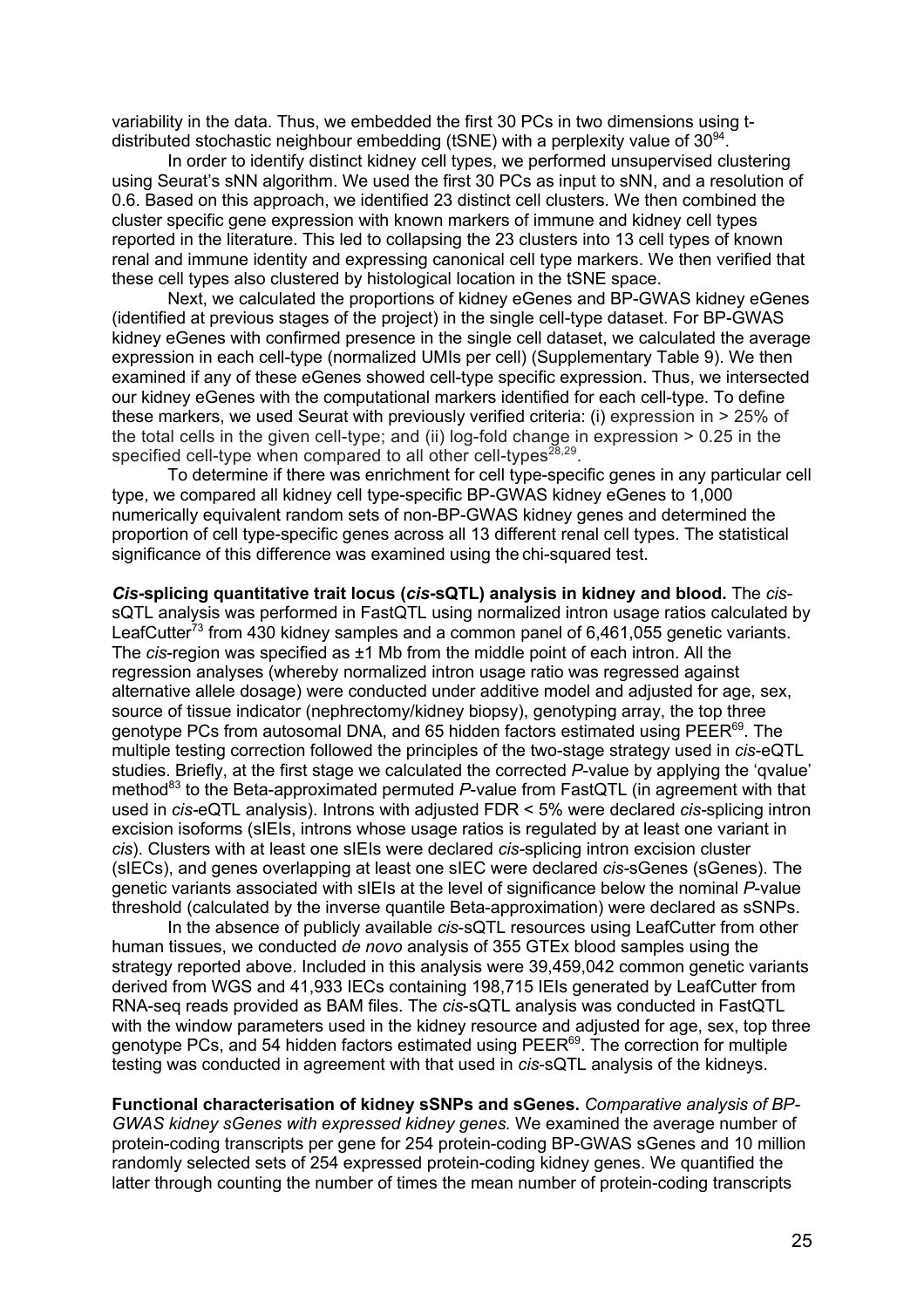variability in the data. Thus, we embedded the first 30 PCs in two dimensions using t-distributed stochastic neighbour embedding (tSNE) with a perplexity value of 30[94].

In order to identify distinct kidney cell types, we performed unsupervised clustering using Seurat's sNN algorithm. We used the first 30 PCs as input to sNN, and a resolution of 0.6. Based on this approach, we identified 23 distinct cell clusters. We then combined the cluster specific gene expression with known markers of immune and kidney cell types reported in the literature. This led to collapsing the 23 clusters into 13 cell types of known renal and immune identity and expressing canonical cell type markers. We then verified that these cell types also clustered by histological location in the tSNE space.

Next, we calculated the proportions of kidney eGenes and BP-GWAS kidney eGenes (identified at previous stages of the project) in the single cell-type dataset. For BP-GWAS kidney eGenes with confirmed presence in the single cell dataset, we calculated the average expression in each cell-type (normalized UMIs per cell) (Supplementary Table 9). We then examined if any of these eGenes showed cell-type specific expression. Thus, we intersected our kidney eGenes with the computational markers identified for each cell-type. To define these markers, we used Seurat with previously verified criteria: (i) expression in > 25% of the total cells in the given cell-type; and (ii) log-fold change in expression > 0.25 in the specified cell-type when compared to all other cell-types[28,29].

To determine if there was enrichment for cell type-specific genes in any particular cell type, we compared all kidney cell type-specific BP-GWAS kidney eGenes to 1,000 numerically equivalent random sets of non-BP-GWAS kidney genes and determined the proportion of cell type-specific genes across all 13 different renal cell types. The statistical significance of this difference was examined using the chi-squared test.

***Cis*-splicing quantitative trait locus (*cis*-sQTL) analysis in kidney and blood.** The *cis*-sQTL analysis was performed in FastQTL using normalized intron usage ratios calculated by LeafCutter[73] from 430 kidney samples and a common panel of 6,461,055 genetic variants. The *cis*-region was specified as ±1 Mb from the middle point of each intron. All the regression analyses (whereby normalized intron usage ratio was regressed against alternative allele dosage) were conducted under additive model and adjusted for age, sex, source of tissue indicator (nephrectomy/kidney biopsy), genotyping array, the top three genotype PCs from autosomal DNA, and 65 hidden factors estimated using PEER[69]. The multiple testing correction followed the principles of the two-stage strategy used in *cis*-eQTL studies. Briefly, at the first stage we calculated the corrected *P*-value by applying the 'qvalue' method[83] to the Beta-approximated permuted *P*-value from FastQTL (in agreement with that used in *cis*-eQTL analysis). Introns with adjusted FDR < 5% were declared *cis*-splicing intron excision isoforms (sIEIs, introns whose usage ratios is regulated by at least one variant in *cis*). Clusters with at least one sIEIs were declared *cis*-splicing intron excision cluster (sIECs), and genes overlapping at least one sIEC were declared *cis*-sGenes (sGenes). The genetic variants associated with sIEIs at the level of significance below the nominal *P*-value threshold (calculated by the inverse quantile Beta-approximation) were declared as sSNPs.

In the absence of publicly available *cis*-sQTL resources using LeafCutter from other human tissues, we conducted *de novo* analysis of 355 GTEx blood samples using the strategy reported above. Included in this analysis were 39,459,042 common genetic variants derived from WGS and 41,933 IECs containing 198,715 IEIs generated by LeafCutter from RNA-seq reads provided as BAM files. The *cis*-sQTL analysis was conducted in FastQTL with the window parameters used in the kidney resource and adjusted for age, sex, top three genotype PCs, and 54 hidden factors estimated using PEER[69]. The correction for multiple testing was conducted in agreement with that used in *cis*-sQTL analysis of the kidneys.

**Functional characterisation of kidney sSNPs and sGenes.** *Comparative analysis of BP-GWAS kidney sGenes with expressed kidney genes.* We examined the average number of protein-coding transcripts per gene for 254 protein-coding BP-GWAS sGenes and 10 million randomly selected sets of 254 expressed protein-coding kidney genes. We quantified the latter through counting the number of times the mean number of protein-coding transcripts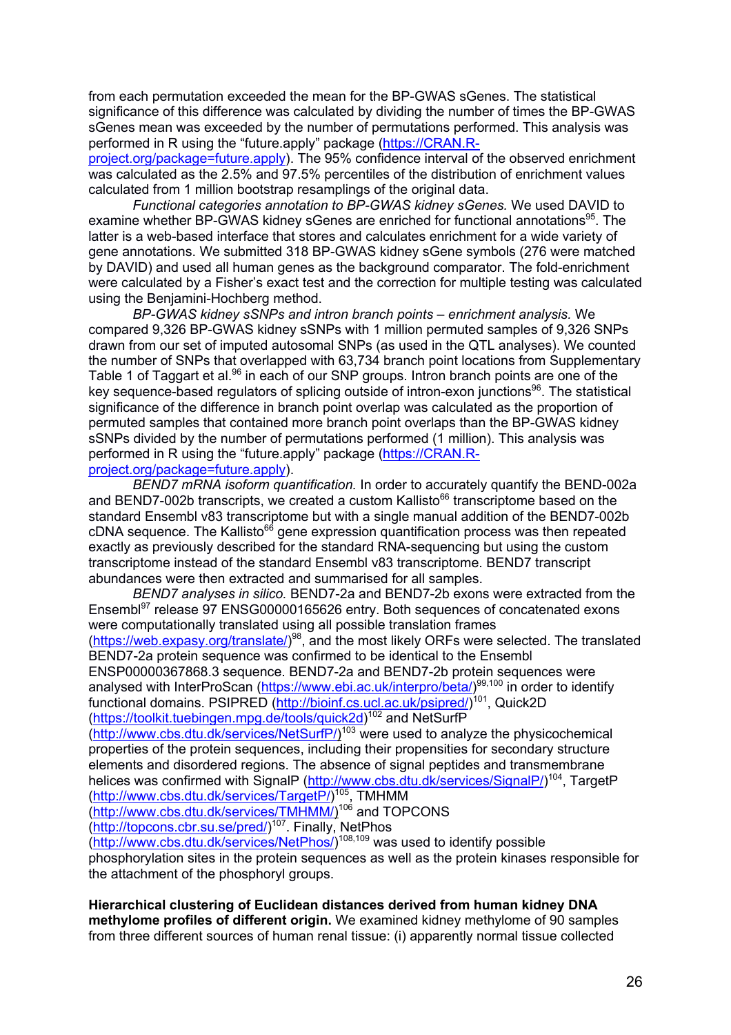from each permutation exceeded the mean for the BP-GWAS sGenes. The statistical significance of this difference was calculated by dividing the number of times the BP-GWAS sGenes mean was exceeded by the number of permutations performed. This analysis was performed in R using the "future.apply" package (https://CRAN.R-project.org/package=future.apply). The 95% confidence interval of the observed enrichment was calculated as the 2.5% and 97.5% percentiles of the distribution of enrichment values calculated from 1 million bootstrap resamplings of the original data.

*Functional categories annotation to BP-GWAS kidney sGenes.* We used DAVID to examine whether BP-GWAS kidney sGenes are enriched for functional annotations[95]. The latter is a web-based interface that stores and calculates enrichment for a wide variety of gene annotations. We submitted 318 BP-GWAS kidney sGene symbols (276 were matched by DAVID) and used all human genes as the background comparator. The fold-enrichment were calculated by a Fisher's exact test and the correction for multiple testing was calculated using the Benjamini-Hochberg method.

*BP-GWAS kidney sSNPs and intron branch points – enrichment analysis.* We compared 9,326 BP-GWAS kidney sSNPs with 1 million permuted samples of 9,326 SNPs drawn from our set of imputed autosomal SNPs (as used in the QTL analyses). We counted the number of SNPs that overlapped with 63,734 branch point locations from Supplementary Table 1 of Taggart et al.[96] in each of our SNP groups. Intron branch points are one of the key sequence-based regulators of splicing outside of intron-exon junctions[96]. The statistical significance of the difference in branch point overlap was calculated as the proportion of permuted samples that contained more branch point overlaps than the BP-GWAS kidney sSNPs divided by the number of permutations performed (1 million). This analysis was performed in R using the "future.apply" package (https://CRAN.R-project.org/package=future.apply).

*BEND7 mRNA isoform quantification.* In order to accurately quantify the BEND-002a and BEND7-002b transcripts, we created a custom Kallisto[66] transcriptome based on the standard Ensembl v83 transcriptome but with a single manual addition of the BEND7-002b cDNA sequence. The Kallisto[66] gene expression quantification process was then repeated exactly as previously described for the standard RNA-sequencing but using the custom transcriptome instead of the standard Ensembl v83 transcriptome. BEND7 transcript abundances were then extracted and summarised for all samples.

*BEND7 analyses in silico.* BEND7-2a and BEND7-2b exons were extracted from the Ensembl[97] release 97 ENSG00000165626 entry. Both sequences of concatenated exons were computationally translated using all possible translation frames (https://web.expasy.org/translate/)[98], and the most likely ORFs were selected. The translated BEND7-2a protein sequence was confirmed to be identical to the Ensembl ENSP00000367868.3 sequence. BEND7-2a and BEND7-2b protein sequences were analysed with InterProScan (https://www.ebi.ac.uk/interpro/beta/)[99,100] in order to identify functional domains. PSIPRED (http://bioinf.cs.ucl.ac.uk/psipred/)[101], Quick2D (https://toolkit.tuebingen.mpg.de/tools/quick2d)[102] and NetSurfP (http://www.cbs.dtu.dk/services/NetSurfP/)[103] were used to analyze the physicochemical properties of the protein sequences, including their propensities for secondary structure elements and disordered regions. The absence of signal peptides and transmembrane helices was confirmed with SignalP (http://www.cbs.dtu.dk/services/SignalP/)[104], TargetP (http://www.cbs.dtu.dk/services/TargetP/)[105], TMHMM (http://www.cbs.dtu.dk/services/TMHMM/)[106] and TOPCONS (http://topcons.cbr.su.se/pred/)[107]. Finally, NetPhos (http://www.cbs.dtu.dk/services/NetPhos/)[108,109] was used to identify possible phosphorylation sites in the protein sequences as well as the protein kinases responsible for the attachment of the phosphoryl groups.

**Hierarchical clustering of Euclidean distances derived from human kidney DNA methylome profiles of different origin.** We examined kidney methylome of 90 samples from three different sources of human renal tissue: (i) apparently normal tissue collected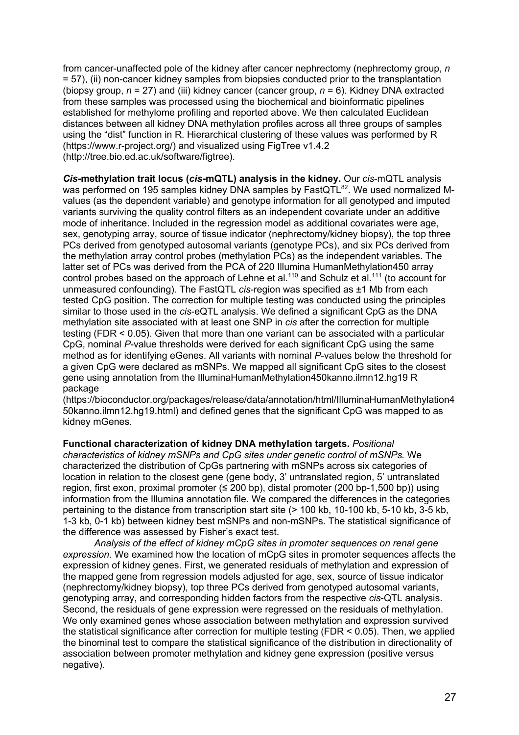from cancer-unaffected pole of the kidney after cancer nephrectomy (nephrectomy group, *n* = 57), (ii) non-cancer kidney samples from biopsies conducted prior to the transplantation (biopsy group, *n* = 27) and (iii) kidney cancer (cancer group, *n* = 6). Kidney DNA extracted from these samples was processed using the biochemical and bioinformatic pipelines established for methylome profiling and reported above. We then calculated Euclidean distances between all kidney DNA methylation profiles across all three groups of samples using the "dist" function in R. Hierarchical clustering of these values was performed by R (https://www.r-project.org/) and visualized using FigTree v1.4.2 (http://tree.bio.ed.ac.uk/software/figtree).

***Cis*-methylation trait locus (*cis*-mQTL) analysis in the kidney.** Our *cis*-mQTL analysis was performed on 195 samples kidney DNA samples by FastQTL[82]. We used normalized M-values (as the dependent variable) and genotype information for all genotyped and imputed variants surviving the quality control filters as an independent covariate under an additive mode of inheritance. Included in the regression model as additional covariates were age, sex, genotyping array, source of tissue indicator (nephrectomy/kidney biopsy), the top three PCs derived from genotyped autosomal variants (genotype PCs), and six PCs derived from the methylation array control probes (methylation PCs) as the independent variables. The latter set of PCs was derived from the PCA of 220 Illumina HumanMethylation450 array control probes based on the approach of Lehne et al.[110] and Schulz et al.[111] (to account for unmeasured confounding). The FastQTL *cis*-region was specified as ±1 Mb from each tested CpG position. The correction for multiple testing was conducted using the principles similar to those used in the *cis*-eQTL analysis. We defined a significant CpG as the DNA methylation site associated with at least one SNP in *cis* after the correction for multiple testing (FDR < 0.05). Given that more than one variant can be associated with a particular CpG, nominal *P*-value thresholds were derived for each significant CpG using the same method as for identifying eGenes. All variants with nominal *P*-values below the threshold for a given CpG were declared as mSNPs. We mapped all significant CpG sites to the closest gene using annotation from the IlluminaHumanMethylation450kanno.ilmn12.hg19 R package (https://bioconductor.org/packages/release/data/annotation/html/IlluminaHumanMethylation450kanno.ilmn12.hg19.html) and defined genes that the significant CpG was mapped to as kidney mGenes.

**Functional characterization of kidney DNA methylation targets.** *Positional characteristics of kidney mSNPs and CpG sites under genetic control of mSNPs.* We characterized the distribution of CpGs partnering with mSNPs across six categories of location in relation to the closest gene (gene body, 3' untranslated region, 5' untranslated region, first exon, proximal promoter (≤ 200 bp), distal promoter (200 bp-1,500 bp)) using information from the Illumina annotation file. We compared the differences in the categories pertaining to the distance from transcription start site (> 100 kb, 10-100 kb, 5-10 kb, 3-5 kb, 1-3 kb, 0-1 kb) between kidney best mSNPs and non-mSNPs. The statistical significance of the difference was assessed by Fisher's exact test.

*Analysis of the effect of kidney mCpG sites in promoter sequences on renal gene expression.* We examined how the location of mCpG sites in promoter sequences affects the expression of kidney genes. First, we generated residuals of methylation and expression of the mapped gene from regression models adjusted for age, sex, source of tissue indicator (nephrectomy/kidney biopsy), top three PCs derived from genotyped autosomal variants, genotyping array, and corresponding hidden factors from the respective *cis*-QTL analysis. Second, the residuals of gene expression were regressed on the residuals of methylation. We only examined genes whose association between methylation and expression survived the statistical significance after correction for multiple testing (FDR < 0.05). Then, we applied the binominal test to compare the statistical significance of the distribution in directionality of association between promoter methylation and kidney gene expression (positive versus negative).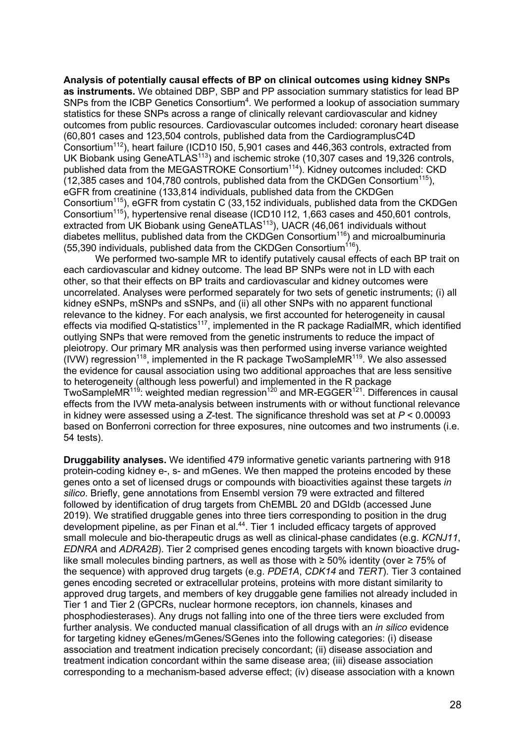**Analysis of potentially causal effects of BP on clinical outcomes using kidney SNPs as instruments.** We obtained DBP, SBP and PP association summary statistics for lead BP SNPs from the ICBP Genetics Consortium[4]. We performed a lookup of association summary statistics for these SNPs across a range of clinically relevant cardiovascular and kidney outcomes from public resources. Cardiovascular outcomes included: coronary heart disease (60,801 cases and 123,504 controls, published data from the CardiogramplusC4D Consortium[112]), heart failure (ICD10 I50, 5,901 cases and 446,363 controls, extracted from UK Biobank using GeneATLAS[113]) and ischemic stroke (10,307 cases and 19,326 controls, published data from the MEGASTROKE Consortium[114]). Kidney outcomes included: CKD (12,385 cases and 104,780 controls, published data from the CKDGen Consortium[115]), eGFR from creatinine (133,814 individuals, published data from the CKDGen Consortium[115]), eGFR from cystatin C (33,152 individuals, published data from the CKDGen Consortium[115]), hypertensive renal disease (ICD10 I12, 1,663 cases and 450,601 controls, extracted from UK Biobank using GeneATLAS[113]), UACR (46,061 individuals without diabetes mellitus, published data from the CKDGen Consortium[116]) and microalbuminuria (55,390 individuals, published data from the CKDGen Consortium[116]).

We performed two-sample MR to identify putatively causal effects of each BP trait on each cardiovascular and kidney outcome. The lead BP SNPs were not in LD with each other, so that their effects on BP traits and cardiovascular and kidney outcomes were uncorrelated. Analyses were performed separately for two sets of genetic instruments; (i) all kidney eSNPs, mSNPs and sSNPs, and (ii) all other SNPs with no apparent functional relevance to the kidney. For each analysis, we first accounted for heterogeneity in causal effects via modified Q-statistics[117], implemented in the R package RadialMR, which identified outlying SNPs that were removed from the genetic instruments to reduce the impact of pleiotropy. Our primary MR analysis was then performed using inverse variance weighted (IVW) regression[118], implemented in the R package TwoSampleMR[119]. We also assessed the evidence for causal association using two additional approaches that are less sensitive to heterogeneity (although less powerful) and implemented in the R package TwoSampleMR[119]: weighted median regression[120] and MR-EGGER[121]. Differences in causal effects from the IVW meta-analysis between instruments with or without functional relevance in kidney were assessed using a $Z$-test. The significance threshold was set at $P < 0.00093$ based on Bonferroni correction for three exposures, nine outcomes and two instruments (i.e. 54 tests).

**Druggability analyses.** We identified 479 informative genetic variants partnering with 918 protein-coding kidney e-, s- and mGenes. We then mapped the proteins encoded by these genes onto a set of licensed drugs or compounds with bioactivities against these targets *in silico*. Briefly, gene annotations from Ensembl version 79 were extracted and filtered followed by identification of drug targets from ChEMBL 20 and DGIdb (accessed June 2019). We stratified druggable genes into three tiers corresponding to position in the drug development pipeline, as per Finan et al.[44]. Tier 1 included efficacy targets of approved small molecule and bio-therapeutic drugs as well as clinical-phase candidates (e.g. *KCNJ11*, *EDNRA* and *ADRA2B*). Tier 2 comprised genes encoding targets with known bioactive drug-like small molecules binding partners, as well as those with ≥ 50% identity (over ≥ 75% of the sequence) with approved drug targets (e.g. *PDE1A*, *CDK14* and *TERT*). Tier 3 contained genes encoding secreted or extracellular proteins, proteins with more distant similarity to approved drug targets, and members of key druggable gene families not already included in Tier 1 and Tier 2 (GPCRs, nuclear hormone receptors, ion channels, kinases and phosphodiesterases). Any drugs not falling into one of the three tiers were excluded from further analysis. We conducted manual classification of all drugs with an *in silico* evidence for targeting kidney eGenes/mGenes/SGenes into the following categories: (i) disease association and treatment indication precisely concordant; (ii) disease association and treatment indication concordant within the same disease area; (iii) disease association corresponding to a mechanism-based adverse effect; (iv) disease association with a known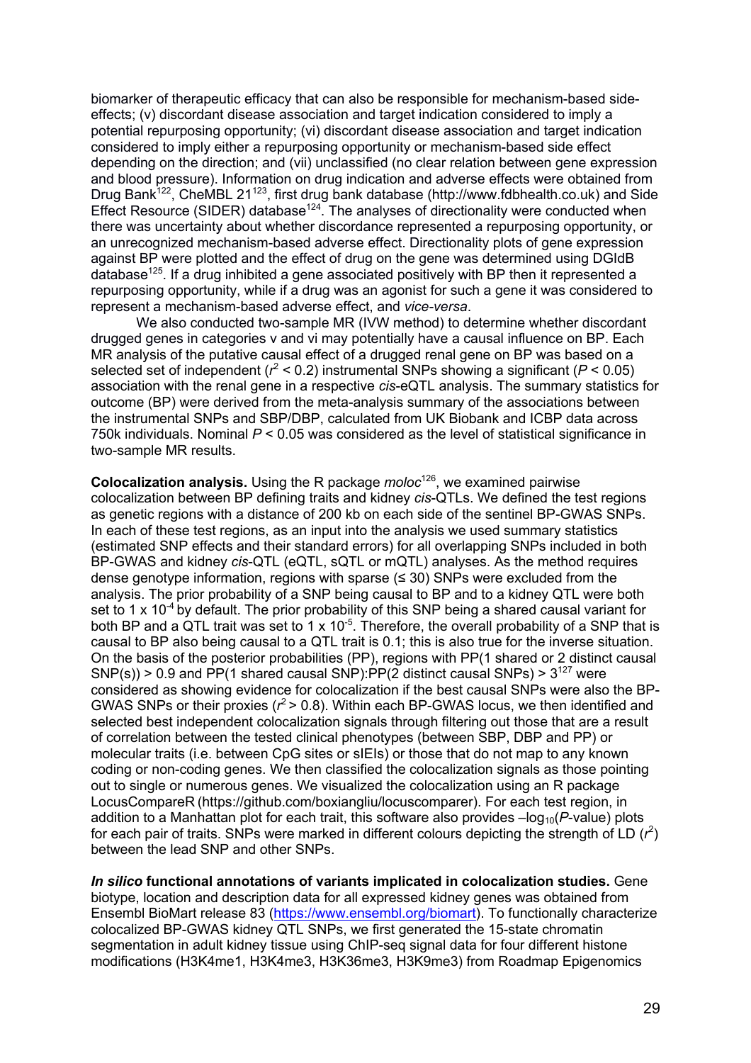biomarker of therapeutic efficacy that can also be responsible for mechanism-based side-effects; (v) discordant disease association and target indication considered to imply a potential repurposing opportunity; (vi) discordant disease association and target indication considered to imply either a repurposing opportunity or mechanism-based side effect depending on the direction; and (vii) unclassified (no clear relation between gene expression and blood pressure). Information on drug indication and adverse effects were obtained from Drug Bank[122], CheMBL 21[123], first drug bank database (http://www.fdbhealth.co.uk) and Side Effect Resource (SIDER) database[124]. The analyses of directionality were conducted when there was uncertainty about whether discordance represented a repurposing opportunity, or an unrecognized mechanism-based adverse effect. Directionality plots of gene expression against BP were plotted and the effect of drug on the gene was determined using DGIdB database[125]. If a drug inhibited a gene associated positively with BP then it represented a repurposing opportunity, while if a drug was an agonist for such a gene it was considered to represent a mechanism-based adverse effect, and *vice-versa*.

We also conducted two-sample MR (IVW method) to determine whether discordant drugged genes in categories v and vi may potentially have a causal influence on BP. Each MR analysis of the putative causal effect of a drugged renal gene on BP was based on a selected set of independent ($r^2 < 0.2$) instrumental SNPs showing a significant ($P < 0.05$) association with the renal gene in a respective *cis*-eQTL analysis. The summary statistics for outcome (BP) were derived from the meta-analysis summary of the associations between the instrumental SNPs and SBP/DBP, calculated from UK Biobank and ICBP data across 750k individuals. Nominal $P < 0.05$ was considered as the level of statistical significance in two-sample MR results.

**Colocalization analysis.** Using the R package *moloc*[126], we examined pairwise colocalization between BP defining traits and kidney *cis*-QTLs. We defined the test regions as genetic regions with a distance of 200 kb on each side of the sentinel BP-GWAS SNPs. In each of these test regions, as an input into the analysis we used summary statistics (estimated SNP effects and their standard errors) for all overlapping SNPs included in both BP-GWAS and kidney *cis*-QTL (eQTL, sQTL or mQTL) analyses. As the method requires dense genotype information, regions with sparse (≤ 30) SNPs were excluded from the analysis. The prior probability of a SNP being causal to BP and to a kidney QTL were both set to $1 \times 10^{-4}$ by default. The prior probability of this SNP being a shared causal variant for both BP and a QTL trait was set to $1 \times 10^{-5}$. Therefore, the overall probability of a SNP that is causal to BP also being causal to a QTL trait is 0.1; this is also true for the inverse situation. On the basis of the posterior probabilities (PP), regions with PP(1 shared or 2 distinct causal SNP(s)) > 0.9 and PP(1 shared causal SNP):PP(2 distinct causal SNPs) > 3[127] were considered as showing evidence for colocalization if the best causal SNPs were also the BP-GWAS SNPs or their proxies ($r^2 > 0.8$). Within each BP-GWAS locus, we then identified and selected best independent colocalization signals through filtering out those that are a result of correlation between the tested clinical phenotypes (between SBP, DBP and PP) or molecular traits (i.e. between CpG sites or sIEIs) or those that do not map to any known coding or non-coding genes. We then classified the colocalization signals as those pointing out to single or numerous genes. We visualized the colocalization using an R package LocusCompareR (https://github.com/boxiangliu/locuscomparer). For each test region, in addition to a Manhattan plot for each trait, this software also provides $-\log_{10}(P\text{-value})$ plots for each pair of traits. SNPs were marked in different colours depicting the strength of LD ($r^2$) between the lead SNP and other SNPs.

***In silico* functional annotations of variants implicated in colocalization studies.** Gene biotype, location and description data for all expressed kidney genes was obtained from Ensembl BioMart release 83 (https://www.ensembl.org/biomart). To functionally characterize colocalized BP-GWAS kidney QTL SNPs, we first generated the 15-state chromatin segmentation in adult kidney tissue using ChIP-seq signal data for four different histone modifications (H3K4me1, H3K4me3, H3K36me3, H3K9me3) from Roadmap Epigenomics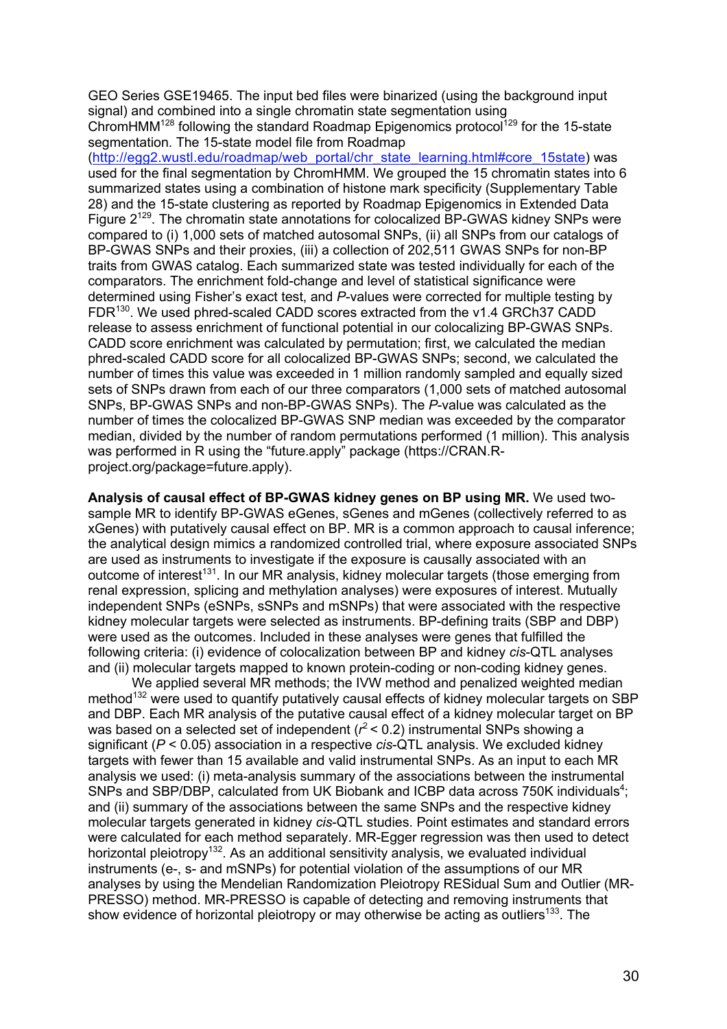GEO Series GSE19465. The input bed files were binarized (using the background input signal) and combined into a single chromatin state segmentation using ChromHMM[128] following the standard Roadmap Epigenomics protocol[129] for the 15-state segmentation. The 15-state model file from Roadmap (http://egg2.wustl.edu/roadmap/web_portal/chr_state_learning.html#core_15state) was used for the final segmentation by ChromHMM. We grouped the 15 chromatin states into 6 summarized states using a combination of histone mark specificity (Supplementary Table 28) and the 15-state clustering as reported by Roadmap Epigenomics in Extended Data Figure 2[129]. The chromatin state annotations for colocalized BP-GWAS kidney SNPs were compared to (i) 1,000 sets of matched autosomal SNPs, (ii) all SNPs from our catalogs of BP-GWAS SNPs and their proxies, (iii) a collection of 202,511 GWAS SNPs for non-BP traits from GWAS catalog. Each summarized state was tested individually for each of the comparators. The enrichment fold-change and level of statistical significance were determined using Fisher's exact test, and *P*-values were corrected for multiple testing by FDR[130]. We used phred-scaled CADD scores extracted from the v1.4 GRCh37 CADD release to assess enrichment of functional potential in our colocalizing BP-GWAS SNPs. CADD score enrichment was calculated by permutation; first, we calculated the median phred-scaled CADD score for all colocalized BP-GWAS SNPs; second, we calculated the number of times this value was exceeded in 1 million randomly sampled and equally sized sets of SNPs drawn from each of our three comparators (1,000 sets of matched autosomal SNPs, BP-GWAS SNPs and non-BP-GWAS SNPs). The *P*-value was calculated as the number of times the colocalized BP-GWAS SNP median was exceeded by the comparator median, divided by the number of random permutations performed (1 million). This analysis was performed in R using the "future.apply" package (https://CRAN.R-project.org/package=future.apply).

**Analysis of causal effect of BP-GWAS kidney genes on BP using MR.** We used two-sample MR to identify BP-GWAS eGenes, sGenes and mGenes (collectively referred to as xGenes) with putatively causal effect on BP. MR is a common approach to causal inference; the analytical design mimics a randomized controlled trial, where exposure associated SNPs are used as instruments to investigate if the exposure is causally associated with an outcome of interest[131]. In our MR analysis, kidney molecular targets (those emerging from renal expression, splicing and methylation analyses) were exposures of interest. Mutually independent SNPs (eSNPs, sSNPs and mSNPs) that were associated with the respective kidney molecular targets were selected as instruments. BP-defining traits (SBP and DBP) were used as the outcomes. Included in these analyses were genes that fulfilled the following criteria: (i) evidence of colocalization between BP and kidney *cis*-QTL analyses and (ii) molecular targets mapped to known protein-coding or non-coding kidney genes.

We applied several MR methods; the IVW method and penalized weighted median method[132] were used to quantify putatively causal effects of kidney molecular targets on SBP and DBP. Each MR analysis of the putative causal effect of a kidney molecular target on BP was based on a selected set of independent ($r^2 < 0.2$) instrumental SNPs showing a significant ($P < 0.05$) association in a respective *cis*-QTL analysis. We excluded kidney targets with fewer than 15 available and valid instrumental SNPs. As an input to each MR analysis we used: (i) meta-analysis summary of the associations between the instrumental SNPs and SBP/DBP, calculated from UK Biobank and ICBP data across 750K individuals[4]; and (ii) summary of the associations between the same SNPs and the respective kidney molecular targets generated in kidney *cis*-QTL studies. Point estimates and standard errors were calculated for each method separately. MR-Egger regression was then used to detect horizontal pleiotropy[132]. As an additional sensitivity analysis, we evaluated individual instruments (e-, s- and mSNPs) for potential violation of the assumptions of our MR analyses by using the Mendelian Randomization Pleiotropy RESidual Sum and Outlier (MR-PRESSO) method. MR-PRESSO is capable of detecting and removing instruments that show evidence of horizontal pleiotropy or may otherwise be acting as outliers[133]. The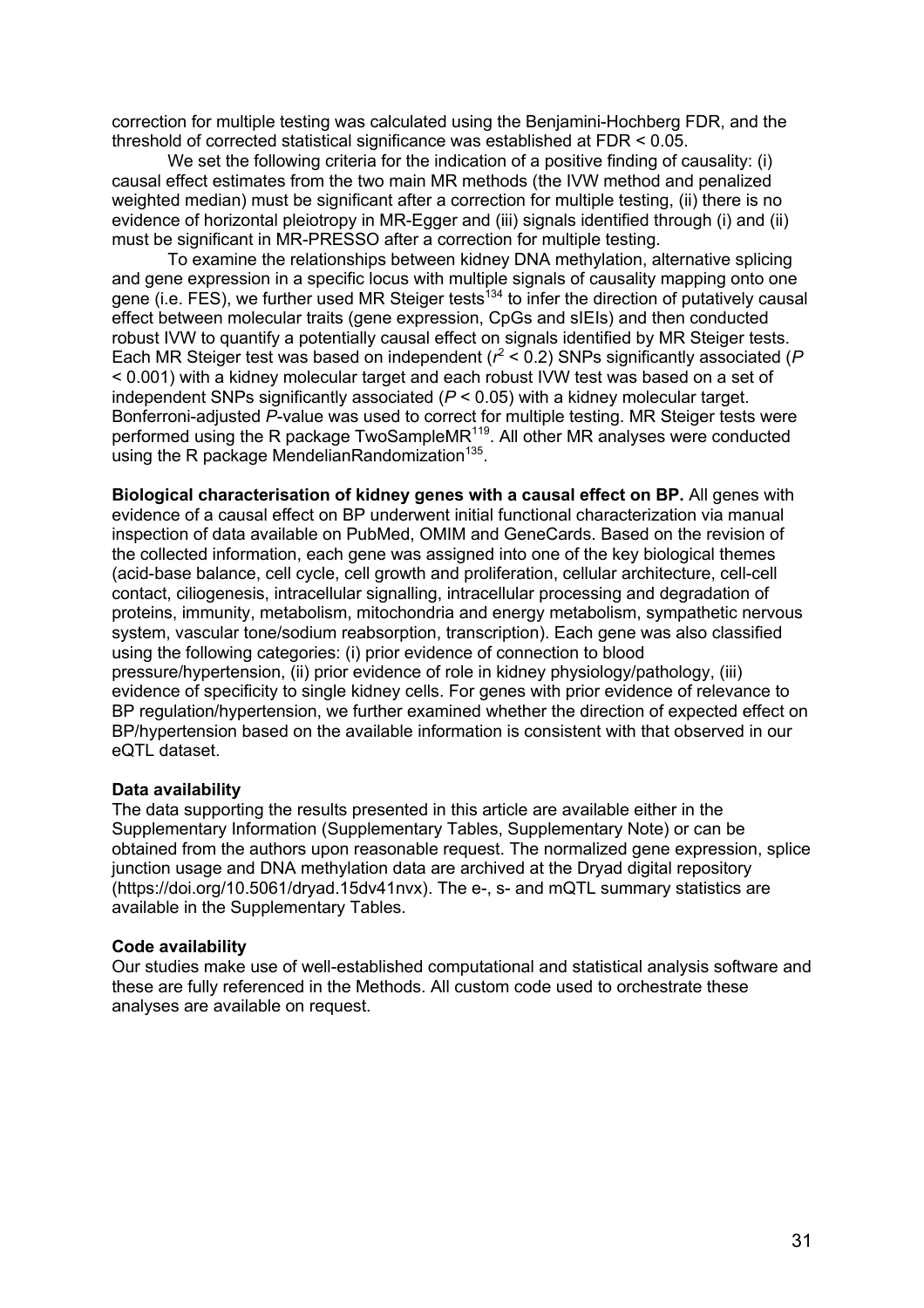correction for multiple testing was calculated using the Benjamini-Hochberg FDR, and the threshold of corrected statistical significance was established at FDR < 0.05.

We set the following criteria for the indication of a positive finding of causality: (i) causal effect estimates from the two main MR methods (the IVW method and penalized weighted median) must be significant after a correction for multiple testing, (ii) there is no evidence of horizontal pleiotropy in MR-Egger and (iii) signals identified through (i) and (ii) must be significant in MR-PRESSO after a correction for multiple testing.

To examine the relationships between kidney DNA methylation, alternative splicing and gene expression in a specific locus with multiple signals of causality mapping onto one gene (i.e. FES), we further used MR Steiger tests[134] to infer the direction of putatively causal effect between molecular traits (gene expression, CpGs and sIEIs) and then conducted robust IVW to quantify a potentially causal effect on signals identified by MR Steiger tests. Each MR Steiger test was based on independent ($r^2 < 0.2$) SNPs significantly associated ($P < 0.001$) with a kidney molecular target and each robust IVW test was based on a set of independent SNPs significantly associated ($P < 0.05$) with a kidney molecular target. Bonferroni-adjusted *P*-value was used to correct for multiple testing. MR Steiger tests were performed using the R package TwoSampleMR[119]. All other MR analyses were conducted using the R package MendelianRandomization[135].

**Biological characterisation of kidney genes with a causal effect on BP.** All genes with evidence of a causal effect on BP underwent initial functional characterization via manual inspection of data available on PubMed, OMIM and GeneCards. Based on the revision of the collected information, each gene was assigned into one of the key biological themes (acid-base balance, cell cycle, cell growth and proliferation, cellular architecture, cell-cell contact, ciliogenesis, intracellular signalling, intracellular processing and degradation of proteins, immunity, metabolism, mitochondria and energy metabolism, sympathetic nervous system, vascular tone/sodium reabsorption, transcription). Each gene was also classified using the following categories: (i) prior evidence of connection to blood pressure/hypertension, (ii) prior evidence of role in kidney physiology/pathology, (iii) evidence of specificity to single kidney cells. For genes with prior evidence of relevance to BP regulation/hypertension, we further examined whether the direction of expected effect on BP/hypertension based on the available information is consistent with that observed in our eQTL dataset.

**Data availability**

The data supporting the results presented in this article are available either in the Supplementary Information (Supplementary Tables, Supplementary Note) or can be obtained from the authors upon reasonable request. The normalized gene expression, splice junction usage and DNA methylation data are archived at the Dryad digital repository (https://doi.org/10.5061/dryad.15dv41nvx). The e-, s- and mQTL summary statistics are available in the Supplementary Tables.

**Code availability**

Our studies make use of well-established computational and statistical analysis software and these are fully referenced in the Methods. All custom code used to orchestrate these analyses are available on request.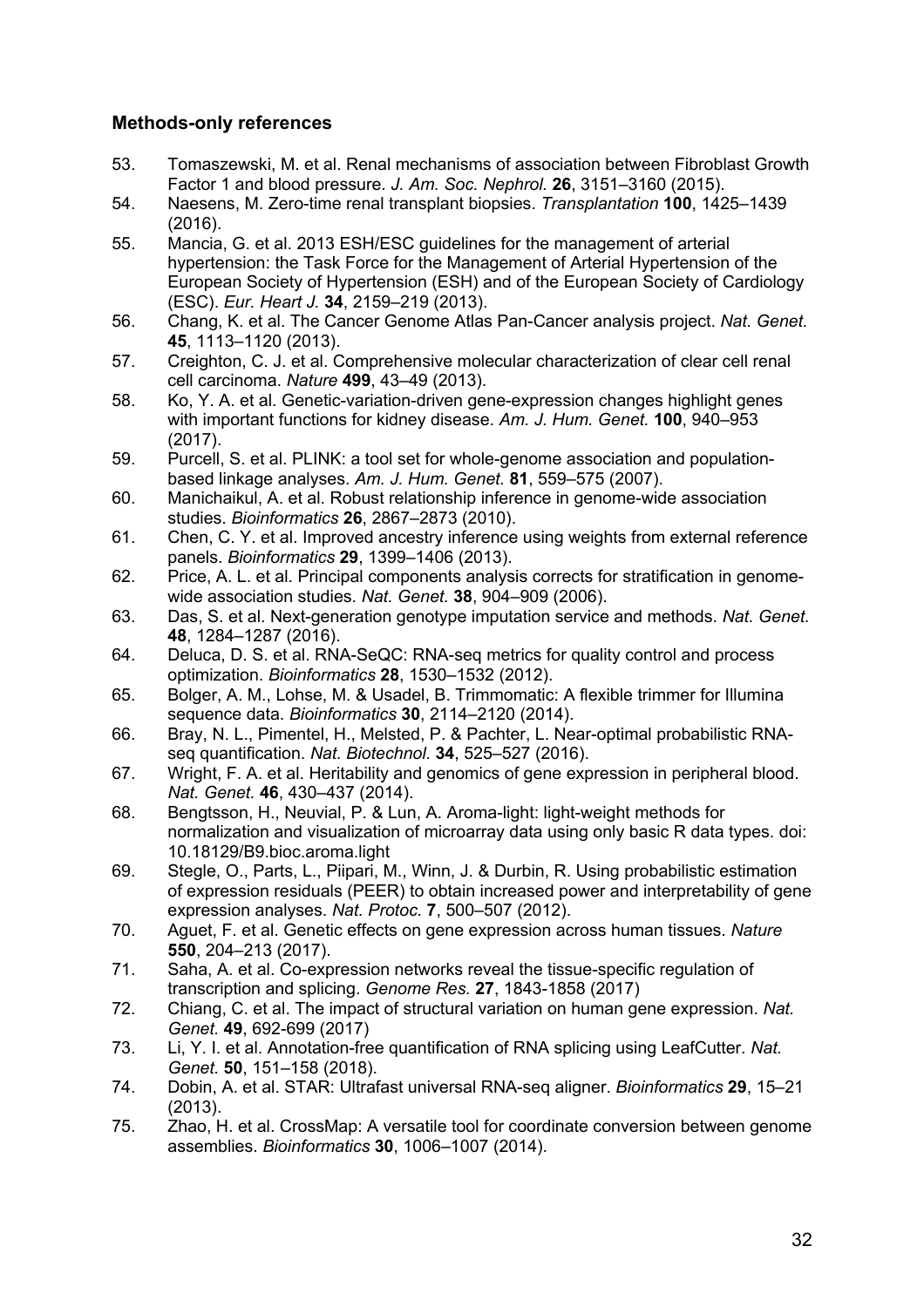### Methods-only references

53. Tomaszewski, M. et al. Renal mechanisms of association between Fibroblast Growth Factor 1 and blood pressure. *J. Am. Soc. Nephrol.* **26**, 3151–3160 (2015).
54. Naesens, M. Zero-time renal transplant biopsies. *Transplantation* **100**, 1425–1439 (2016).
55. Mancia, G. et al. 2013 ESH/ESC guidelines for the management of arterial hypertension: the Task Force for the Management of Arterial Hypertension of the European Society of Hypertension (ESH) and of the European Society of Cardiology (ESC). *Eur. Heart J.* **34**, 2159–219 (2013).
56. Chang, K. et al. The Cancer Genome Atlas Pan-Cancer analysis project. *Nat. Genet.* **45**, 1113–1120 (2013).
57. Creighton, C. J. et al. Comprehensive molecular characterization of clear cell renal cell carcinoma. *Nature* **499**, 43–49 (2013).
58. Ko, Y. A. et al. Genetic-variation-driven gene-expression changes highlight genes with important functions for kidney disease. *Am. J. Hum. Genet.* **100**, 940–953 (2017).
59. Purcell, S. et al. PLINK: a tool set for whole-genome association and population-based linkage analyses. *Am. J. Hum. Genet.* **81**, 559–575 (2007).
60. Manichaikul, A. et al. Robust relationship inference in genome-wide association studies. *Bioinformatics* **26**, 2867–2873 (2010).
61. Chen, C. Y. et al. Improved ancestry inference using weights from external reference panels. *Bioinformatics* **29**, 1399–1406 (2013).
62. Price, A. L. et al. Principal components analysis corrects for stratification in genome-wide association studies. *Nat. Genet.* **38**, 904–909 (2006).
63. Das, S. et al. Next-generation genotype imputation service and methods. *Nat. Genet.* **48**, 1284–1287 (2016).
64. Deluca, D. S. et al. RNA-SeQC: RNA-seq metrics for quality control and process optimization. *Bioinformatics* **28**, 1530–1532 (2012).
65. Bolger, A. M., Lohse, M. & Usadel, B. Trimmomatic: A flexible trimmer for Illumina sequence data. *Bioinformatics* **30**, 2114–2120 (2014).
66. Bray, N. L., Pimentel, H., Melsted, P. & Pachter, L. Near-optimal probabilistic RNA-seq quantification. *Nat. Biotechnol.* **34**, 525–527 (2016).
67. Wright, F. A. et al. Heritability and genomics of gene expression in peripheral blood. *Nat. Genet.* **46**, 430–437 (2014).
68. Bengtsson, H., Neuvial, P. & Lun, A. Aroma-light: light-weight methods for normalization and visualization of microarray data using only basic R data types. doi: 10.18129/B9.bioc.aroma.light
69. Stegle, O., Parts, L., Piipari, M., Winn, J. & Durbin, R. Using probabilistic estimation of expression residuals (PEER) to obtain increased power and interpretability of gene expression analyses. *Nat. Protoc.* **7**, 500–507 (2012).
70. Aguet, F. et al. Genetic effects on gene expression across human tissues. *Nature* **550**, 204–213 (2017).
71. Saha, A. et al. Co-expression networks reveal the tissue-specific regulation of transcription and splicing. *Genome Res.* **27**, 1843-1858 (2017)
72. Chiang, C. et al. The impact of structural variation on human gene expression. *Nat. Genet.* **49**, 692-699 (2017)
73. Li, Y. I. et al. Annotation-free quantification of RNA splicing using LeafCutter. *Nat. Genet.* **50**, 151–158 (2018).
74. Dobin, A. et al. STAR: Ultrafast universal RNA-seq aligner. *Bioinformatics* **29**, 15–21 (2013).
75. Zhao, H. et al. CrossMap: A versatile tool for coordinate conversion between genome assemblies. *Bioinformatics* **30**, 1006–1007 (2014).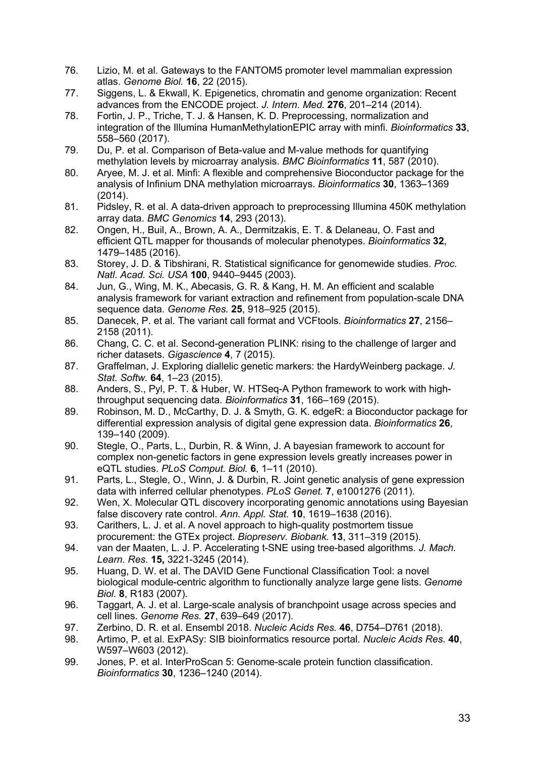76. Lizio, M. et al. Gateways to the FANTOM5 promoter level mammalian expression atlas. *Genome Biol.* **16**, 22 (2015).
77. Siggens, L. & Ekwall, K. Epigenetics, chromatin and genome organization: Recent advances from the ENCODE project. *J. Intern. Med.* **276**, 201–214 (2014).
78. Fortin, J. P., Triche, T. J. & Hansen, K. D. Preprocessing, normalization and integration of the Illumina HumanMethylationEPIC array with minfi. *Bioinformatics* **33**, 558–560 (2017).
79. Du, P. et al. Comparison of Beta-value and M-value methods for quantifying methylation levels by microarray analysis. *BMC Bioinformatics* **11**, 587 (2010).
80. Aryee, M. J. et al. Minfi: A flexible and comprehensive Bioconductor package for the analysis of Infinium DNA methylation microarrays. *Bioinformatics* **30**, 1363–1369 (2014).
81. Pidsley, R. et al. A data-driven approach to preprocessing Illumina 450K methylation array data. *BMC Genomics* **14**, 293 (2013).
82. Ongen, H., Buil, A., Brown, A. A., Dermitzakis, E. T. & Delaneau, O. Fast and efficient QTL mapper for thousands of molecular phenotypes. *Bioinformatics* **32**, 1479–1485 (2016).
83. Storey, J. D. & Tibshirani, R. Statistical significance for genomewide studies. *Proc. Natl. Acad. Sci. USA* **100**, 9440–9445 (2003).
84. Jun, G., Wing, M. K., Abecasis, G. R. & Kang, H. M. An efficient and scalable analysis framework for variant extraction and refinement from population-scale DNA sequence data. *Genome Res.* **25**, 918–925 (2015).
85. Danecek, P. et al. The variant call format and VCFtools. *Bioinformatics* **27**, 2156–2158 (2011).
86. Chang, C. C. et al. Second-generation PLINK: rising to the challenge of larger and richer datasets. *Gigascience* **4**, 7 (2015).
87. Graffelman, J. Exploring diallelic genetic markers: the HardyWeinberg package. *J. Stat. Softw.* **64**, 1–23 (2015).
88. Anders, S., Pyl, P. T. & Huber, W. HTSeq-A Python framework to work with high-throughput sequencing data. *Bioinformatics* **31**, 166–169 (2015).
89. Robinson, M. D., McCarthy, D. J. & Smyth, G. K. edgeR: a Bioconductor package for differential expression analysis of digital gene expression data. *Bioinformatics* **26**, 139–140 (2009).
90. Stegle, O., Parts, L., Durbin, R. & Winn, J. A bayesian framework to account for complex non-genetic factors in gene expression levels greatly increases power in eQTL studies. *PLoS Comput. Biol.* **6**, 1–11 (2010).
91. Parts, L., Stegle, O., Winn, J. & Durbin, R. Joint genetic analysis of gene expression data with inferred cellular phenotypes. *PLoS Genet.* **7**, e1001276 (2011).
92. Wen, X. Molecular QTL discovery incorporating genomic annotations using Bayesian false discovery rate control. *Ann. Appl. Stat.* **10**, 1619–1638 (2016).
93. Carithers, L. J. et al. A novel approach to high-quality postmortem tissue procurement: the GTEx project. *Biopreserv. Biobank.* **13**, 311–319 (2015).
94. van der Maaten, L. J. P. Accelerating t-SNE using tree-based algorithms. *J. Mach. Learn. Res.* **15,** 3221-3245 (2014).
95. Huang, D. W. et al. The DAVID Gene Functional Classification Tool: a novel biological module-centric algorithm to functionally analyze large gene lists. *Genome Biol.* **8**, R183 (2007).
96. Taggart, A. J. et al. Large-scale analysis of branchpoint usage across species and cell lines. *Genome Res.* **27**, 639–649 (2017).
97. Zerbino, D. R. et al. Ensembl 2018. *Nucleic Acids Res.* **46**, D754–D761 (2018).
98. Artimo, P. et al. ExPASy: SIB bioinformatics resource portal. *Nucleic Acids Res.* **40**, W597–W603 (2012).
99. Jones, P. et al. InterProScan 5: Genome-scale protein function classification. *Bioinformatics* **30**, 1236–1240 (2014).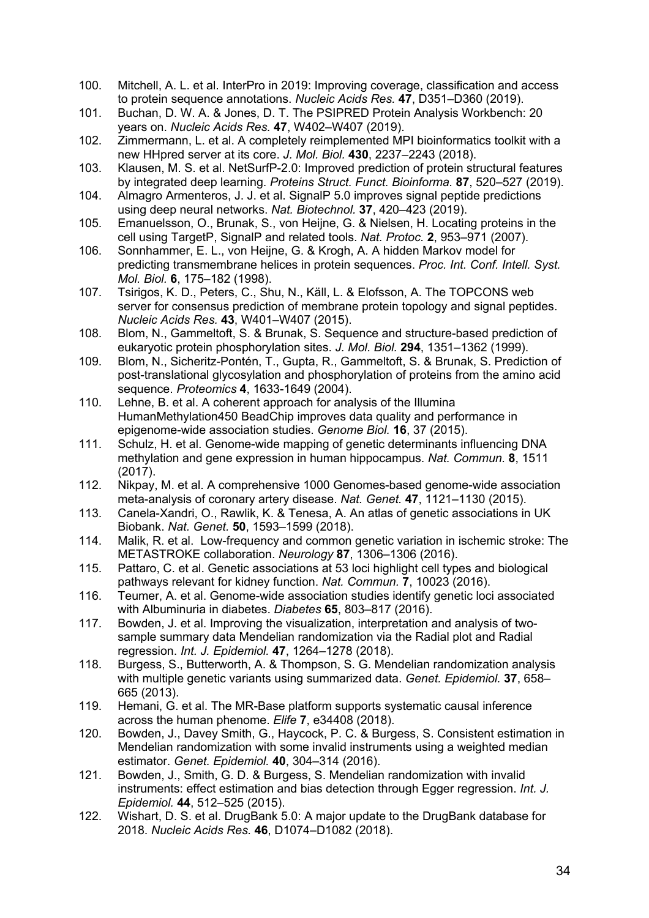100. Mitchell, A. L. et al. InterPro in 2019: Improving coverage, classification and access to protein sequence annotations. *Nucleic Acids Res.* **47**, D351–D360 (2019).
101. Buchan, D. W. A. & Jones, D. T. The PSIPRED Protein Analysis Workbench: 20 years on. *Nucleic Acids Res.* **47**, W402–W407 (2019).
102. Zimmermann, L. et al. A completely reimplemented MPI bioinformatics toolkit with a new HHpred server at its core. *J. Mol. Biol.* **430**, 2237–2243 (2018).
103. Klausen, M. S. et al. NetSurfP-2.0: Improved prediction of protein structural features by integrated deep learning. *Proteins Struct. Funct. Bioinforma.* **87**, 520–527 (2019).
104. Almagro Armenteros, J. J. et al. SignalP 5.0 improves signal peptide predictions using deep neural networks. *Nat. Biotechnol.* **37**, 420–423 (2019).
105. Emanuelsson, O., Brunak, S., von Heijne, G. & Nielsen, H. Locating proteins in the cell using TargetP, SignalP and related tools. *Nat. Protoc.* **2**, 953–971 (2007).
106. Sonnhammer, E. L., von Heijne, G. & Krogh, A. A hidden Markov model for predicting transmembrane helices in protein sequences. *Proc. Int. Conf. Intell. Syst. Mol. Biol.* **6**, 175–182 (1998).
107. Tsirigos, K. D., Peters, C., Shu, N., Käll, L. & Elofsson, A. The TOPCONS web server for consensus prediction of membrane protein topology and signal peptides. *Nucleic Acids Res.* **43**, W401–W407 (2015).
108. Blom, N., Gammeltoft, S. & Brunak, S. Sequence and structure-based prediction of eukaryotic protein phosphorylation sites. *J. Mol. Biol.* **294**, 1351–1362 (1999).
109. Blom, N., Sicheritz-Pontén, T., Gupta, R., Gammeltoft, S. & Brunak, S. Prediction of post-translational glycosylation and phosphorylation of proteins from the amino acid sequence. *Proteomics* **4**, 1633-1649 (2004).
110. Lehne, B. et al. A coherent approach for analysis of the Illumina HumanMethylation450 BeadChip improves data quality and performance in epigenome-wide association studies. *Genome Biol.* **16**, 37 (2015).
111. Schulz, H. et al. Genome-wide mapping of genetic determinants influencing DNA methylation and gene expression in human hippocampus. *Nat. Commun.* **8**, 1511 (2017).
112. Nikpay, M. et al. A comprehensive 1000 Genomes-based genome-wide association meta-analysis of coronary artery disease. *Nat. Genet.* **47**, 1121–1130 (2015).
113. Canela-Xandri, O., Rawlik, K. & Tenesa, A. An atlas of genetic associations in UK Biobank. *Nat. Genet.* **50**, 1593–1599 (2018).
114. Malik, R. et al. Low-frequency and common genetic variation in ischemic stroke: The METASTROKE collaboration. *Neurology* **87**, 1306–1306 (2016).
115. Pattaro, C. et al. Genetic associations at 53 loci highlight cell types and biological pathways relevant for kidney function. *Nat. Commun.* **7**, 10023 (2016).
116. Teumer, A. et al. Genome-wide association studies identify genetic loci associated with Albuminuria in diabetes. *Diabetes* **65**, 803–817 (2016).
117. Bowden, J. et al. Improving the visualization, interpretation and analysis of two-sample summary data Mendelian randomization via the Radial plot and Radial regression. *Int. J. Epidemiol.* **47**, 1264–1278 (2018).
118. Burgess, S., Butterworth, A. & Thompson, S. G. Mendelian randomization analysis with multiple genetic variants using summarized data. *Genet. Epidemiol.* **37**, 658–665 (2013).
119. Hemani, G. et al. The MR-Base platform supports systematic causal inference across the human phenome. *Elife* **7**, e34408 (2018).
120. Bowden, J., Davey Smith, G., Haycock, P. C. & Burgess, S. Consistent estimation in Mendelian randomization with some invalid instruments using a weighted median estimator. *Genet. Epidemiol.* **40**, 304–314 (2016).
121. Bowden, J., Smith, G. D. & Burgess, S. Mendelian randomization with invalid instruments: effect estimation and bias detection through Egger regression. *Int. J. Epidemiol.* **44**, 512–525 (2015).
122. Wishart, D. S. et al. DrugBank 5.0: A major update to the DrugBank database for 2018. *Nucleic Acids Res.* **46**, D1074–D1082 (2018).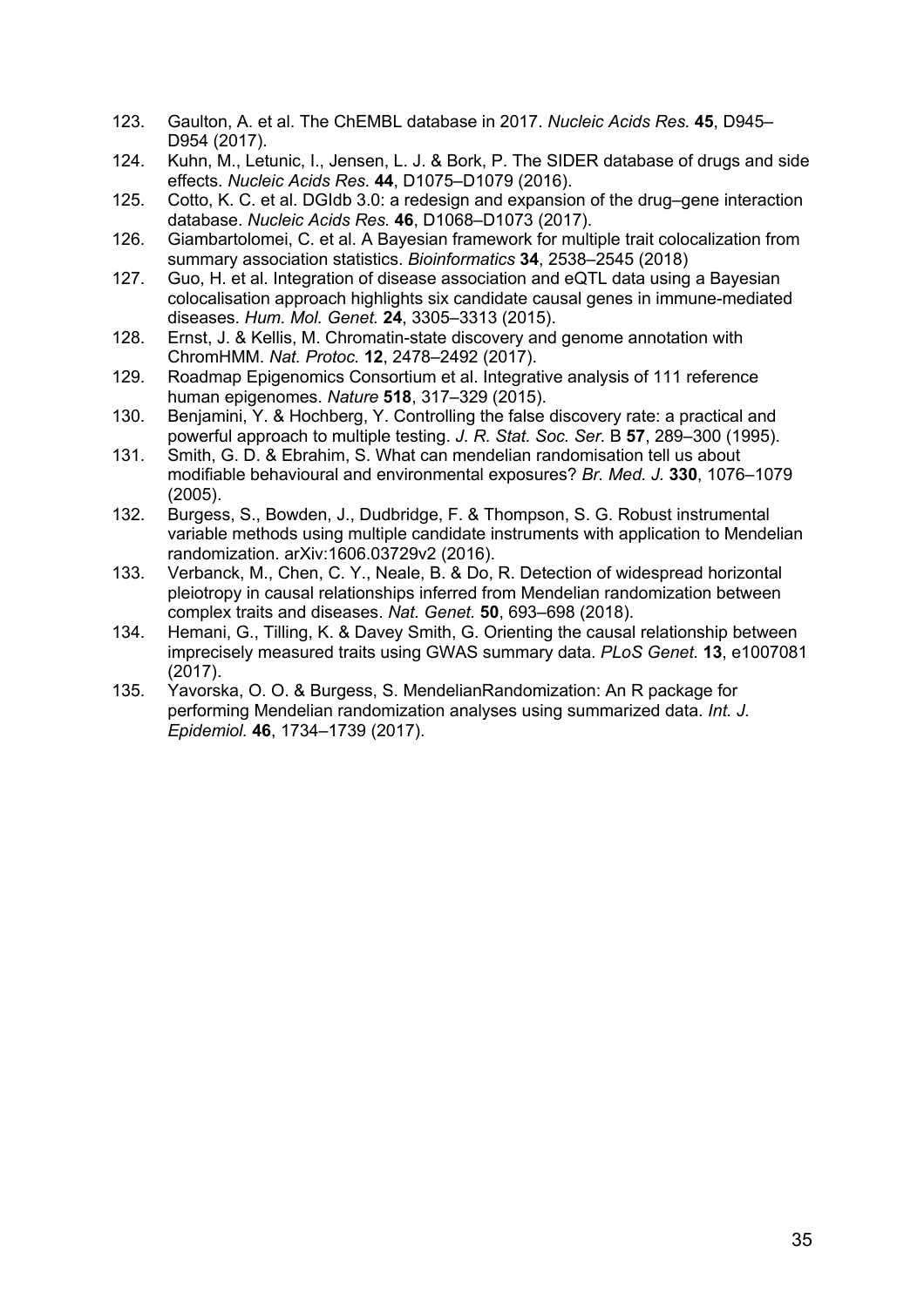123. Gaulton, A. et al. The ChEMBL database in 2017. *Nucleic Acids Res.* **45**, D945–D954 (2017).
124. Kuhn, M., Letunic, I., Jensen, L. J. & Bork, P. The SIDER database of drugs and side effects. *Nucleic Acids Res.* **44**, D1075–D1079 (2016).
125. Cotto, K. C. et al. DGIdb 3.0: a redesign and expansion of the drug–gene interaction database. *Nucleic Acids Res.* **46**, D1068–D1073 (2017).
126. Giambartolomei, C. et al. A Bayesian framework for multiple trait colocalization from summary association statistics. *Bioinformatics* **34**, 2538–2545 (2018)
127. Guo, H. et al. Integration of disease association and eQTL data using a Bayesian colocalisation approach highlights six candidate causal genes in immune-mediated diseases. *Hum. Mol. Genet.* **24**, 3305–3313 (2015).
128. Ernst, J. & Kellis, M. Chromatin-state discovery and genome annotation with ChromHMM. *Nat. Protoc.* **12**, 2478–2492 (2017).
129. Roadmap Epigenomics Consortium et al. Integrative analysis of 111 reference human epigenomes. *Nature* **518**, 317–329 (2015).
130. Benjamini, Y. & Hochberg, Y. Controlling the false discovery rate: a practical and powerful approach to multiple testing. *J. R. Stat. Soc. Ser.* B **57**, 289–300 (1995).
131. Smith, G. D. & Ebrahim, S. What can mendelian randomisation tell us about modifiable behavioural and environmental exposures? *Br. Med. J.* **330**, 1076–1079 (2005).
132. Burgess, S., Bowden, J., Dudbridge, F. & Thompson, S. G. Robust instrumental variable methods using multiple candidate instruments with application to Mendelian randomization. arXiv:1606.03729v2 (2016).
133. Verbanck, M., Chen, C. Y., Neale, B. & Do, R. Detection of widespread horizontal pleiotropy in causal relationships inferred from Mendelian randomization between complex traits and diseases. *Nat. Genet.* **50**, 693–698 (2018).
134. Hemani, G., Tilling, K. & Davey Smith, G. Orienting the causal relationship between imprecisely measured traits using GWAS summary data. *PLoS Genet.* **13**, e1007081 (2017).
135. Yavorska, O. O. & Burgess, S. MendelianRandomization: An R package for performing Mendelian randomization analyses using summarized data. *Int. J. Epidemiol.* **46**, 1734–1739 (2017).